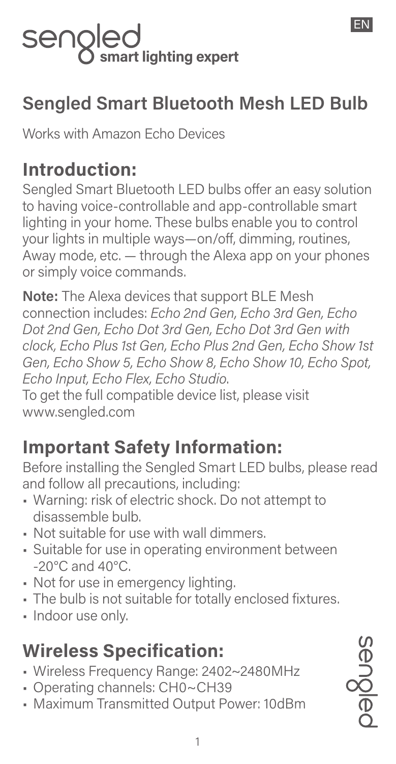sengled smart lighting expert

# Sengled Smart Bluetooth Mesh LED Bulb

Works with Amazon Echo Devices

## Introduction:

Sengled Smart Bluetooth LED bulbs offer an easy solution to having voice-controllable and app-controllable smart lighting in your home. These bulbs enable you to control your lights in multiple ways—on/off, dimming, routines, Away mode, etc. — through the Alexa app on your phones or simply voice commands.

**Note:** The Alexa devices that support BLE Mesh connection includes: *Echo 2nd Gen, Echo 3rd Gen, Echo Dot 2nd Gen, Echo Dot 3rd Gen, Echo Dot 3rd Gen with clock, Echo Plus 1st Gen, Echo Plus 2nd Gen, Echo Show 1st Gen, Echo Show 5, Echo Show 8, Echo Show 10, Echo Spot, Echo Input, Echo Flex, Echo Studio*.
To get the full compatible device list, please visit www.sengled.com

## Important Safety Information:

Before installing the Sengled Smart LED bulbs, please read and follow all precautions, including:

- Warning: risk of electric shock. Do not attempt to disassemble bulb.
- Not suitable for use with wall dimmers.
- Suitable for use in operating environment between -20°C and 40°C.
- Not for use in emergency lighting.
- The bulb is not suitable for totally enclosed fixtures.
- Indoor use only.

## Wireless Specification:

- Wireless Frequency Range: 2402~2480MHz
- Operating channels: CH0~CH39
- Maximum Transmitted Output Power: 10dBm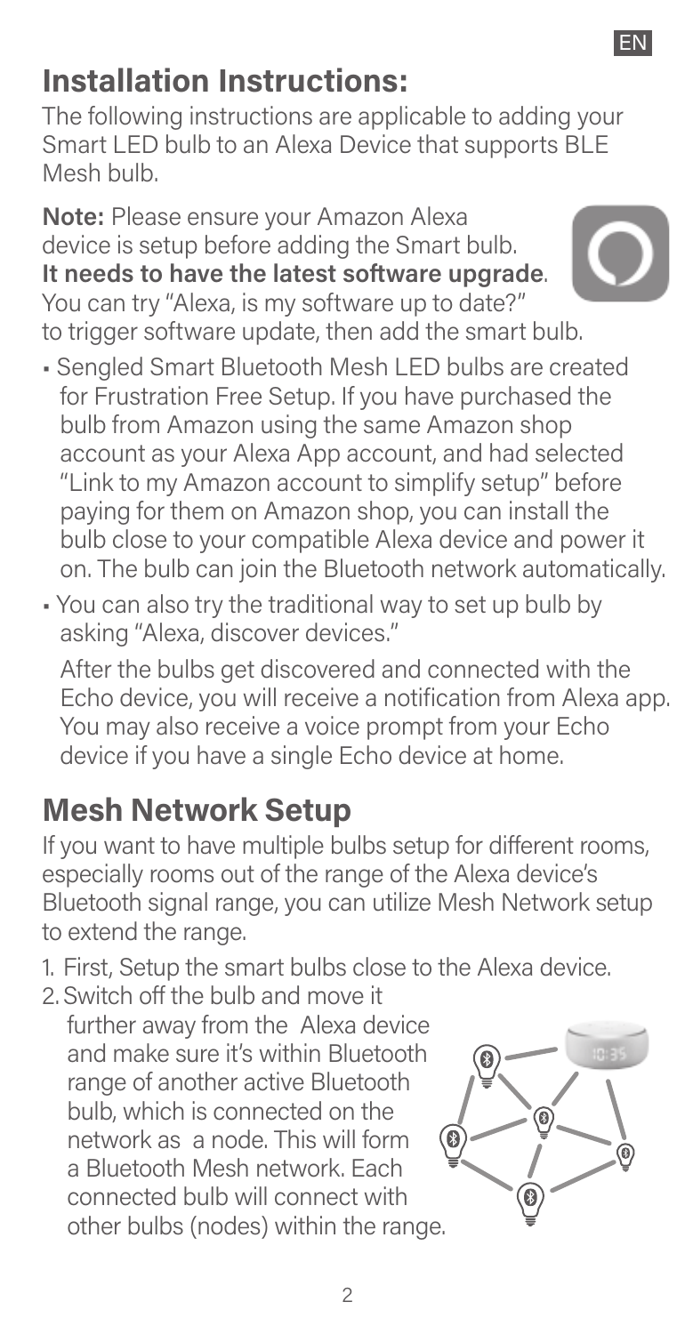## Installation Instructions:

The following instructions are applicable to adding your Smart LED bulb to an Alexa Device that supports BLE Mesh bulb.

**Note:** Please ensure your Amazon Alexa device is setup before adding the Smart bulb. **It needs to have the latest software upgrade**. You can try "Alexa, is my software up to date?" to trigger software update, then add the smart bulb.

- Sengled Smart Bluetooth Mesh LED bulbs are created for Frustration Free Setup. If you have purchased the bulb from Amazon using the same Amazon shop account as your Alexa App account, and had selected "Link to my Amazon account to simplify setup" before paying for them on Amazon shop, you can install the bulb close to your compatible Alexa device and power it on. The bulb can join the Bluetooth network automatically.
- You can also try the traditional way to set up bulb by asking "Alexa, discover devices."

  After the bulbs get discovered and connected with the Echo device, you will receive a notification from Alexa app. You may also receive a voice prompt from your Echo device if you have a single Echo device at home.

## Mesh Network Setup

If you want to have multiple bulbs setup for different rooms, especially rooms out of the range of the Alexa device's Bluetooth signal range, you can utilize Mesh Network setup to extend the range.

1. First, Setup the smart bulbs close to the Alexa device.
2. Switch off the bulb and move it further away from the Alexa device and make sure it's within Bluetooth range of another active Bluetooth bulb, which is connected on the network as a node. This will form a Bluetooth Mesh network. Each connected bulb will connect with other bulbs (nodes) within the range.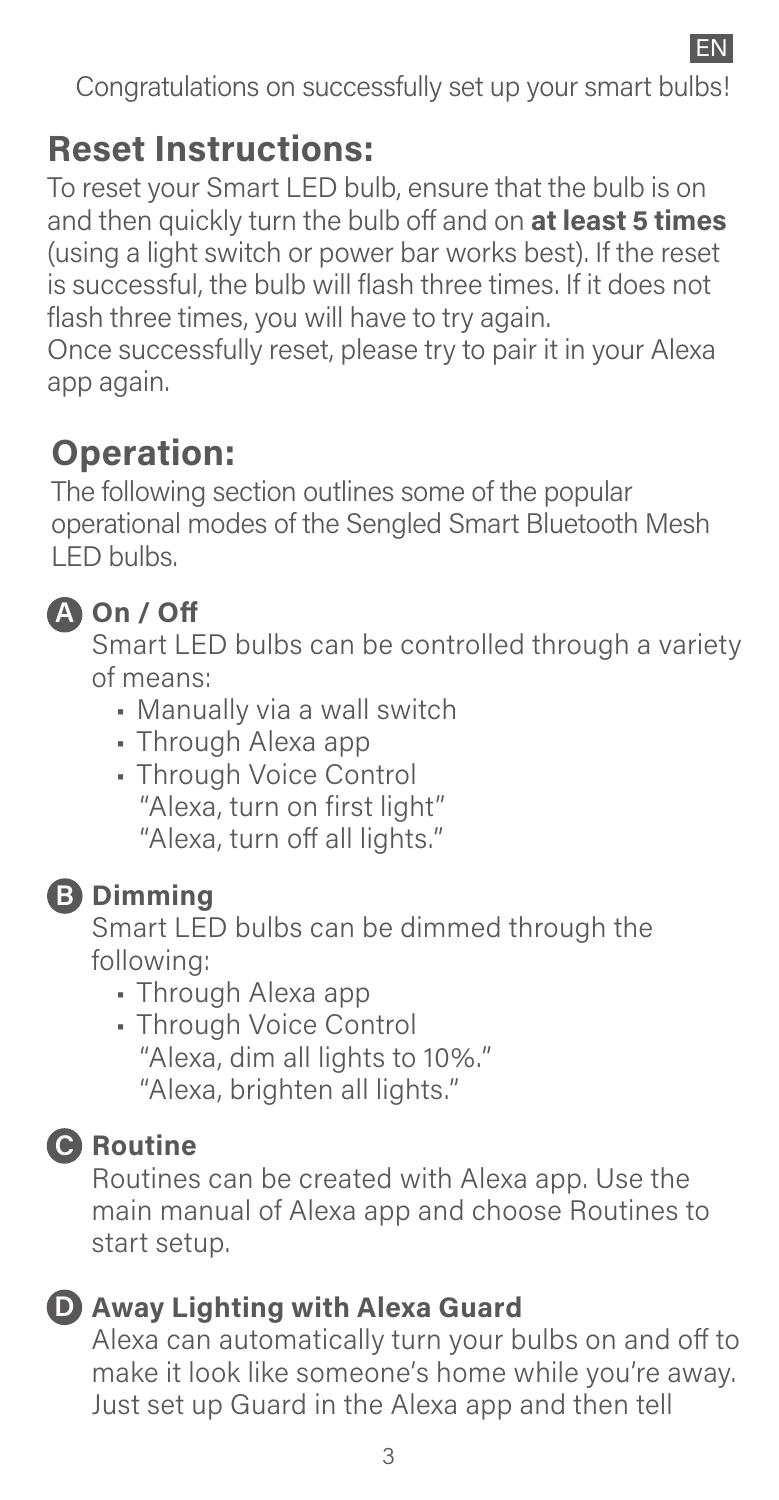Congratulations on successfully set up your smart bulbs!

## Reset Instructions:

To reset your Smart LED bulb, ensure that the bulb is on and then quickly turn the bulb off and on **at least 5 times** (using a light switch or power bar works best). If the reset is successful, the bulb will flash three times. If it does not flash three times, you will have to try again.
Once successfully reset, please try to pair it in your Alexa app again.

## Operation:

The following section outlines some of the popular operational modes of the Sengled Smart Bluetooth Mesh LED bulbs.

### A On / Off

Smart LED bulbs can be controlled through a variety of means:

- Manually via a wall switch
- Through Alexa app
- Through Voice Control
  "Alexa, turn on first light"
  "Alexa, turn off all lights."

### B Dimming

Smart LED bulbs can be dimmed through the following:

- Through Alexa app
- Through Voice Control
  "Alexa, dim all lights to 10%."
  "Alexa, brighten all lights."

### C Routine

Routines can be created with Alexa app. Use the main manual of Alexa app and choose Routines to start setup.

### D Away Lighting with Alexa Guard

Alexa can automatically turn your bulbs on and off to make it look like someone's home while you're away. Just set up Guard in the Alexa app and then tell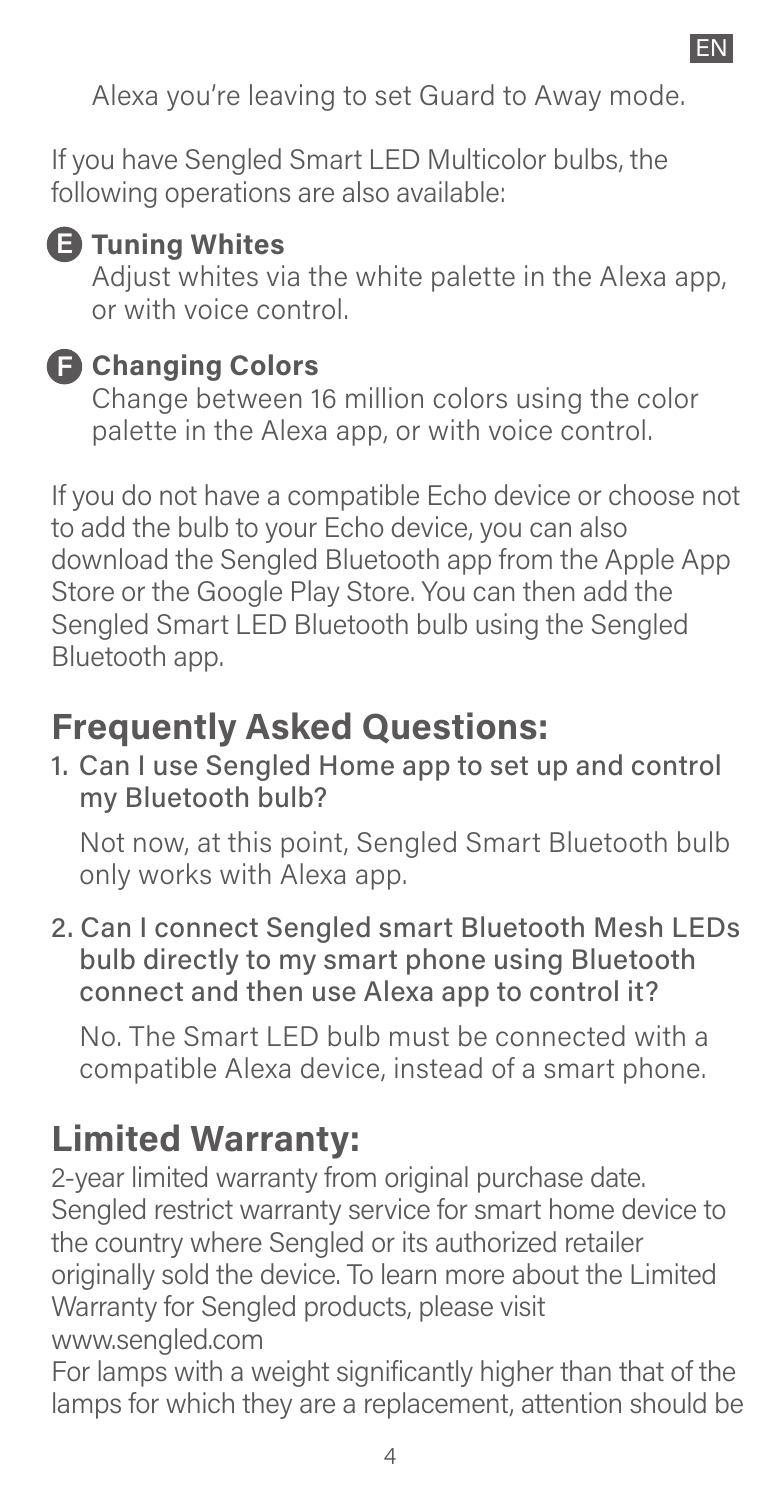Alexa you're leaving to set Guard to Away mode.

If you have Sengled Smart LED Multicolor bulbs, the following operations are also available:

**E Tuning Whites**
Adjust whites via the white palette in the Alexa app, or with voice control.

**F Changing Colors**
Change between 16 million colors using the color palette in the Alexa app, or with voice control.

If you do not have a compatible Echo device or choose not to add the bulb to your Echo device, you can also download the Sengled Bluetooth app from the Apple App Store or the Google Play Store. You can then add the Sengled Smart LED Bluetooth bulb using the Sengled Bluetooth app.

## Frequently Asked Questions:

1. Can I use Sengled Home app to set up and control my Bluetooth bulb?

   Not now, at this point, Sengled Smart Bluetooth bulb only works with Alexa app.

2. Can I connect Sengled smart Bluetooth Mesh LEDs bulb directly to my smart phone using Bluetooth connect and then use Alexa app to control it?

   No. The Smart LED bulb must be connected with a compatible Alexa device, instead of a smart phone.

## Limited Warranty:

2-year limited warranty from original purchase date. Sengled restrict warranty service for smart home device to the country where Sengled or its authorized retailer originally sold the device. To learn more about the Limited Warranty for Sengled products, please visit www.sengled.com
For lamps with a weight significantly higher than that of the lamps for which they are a replacement, attention should be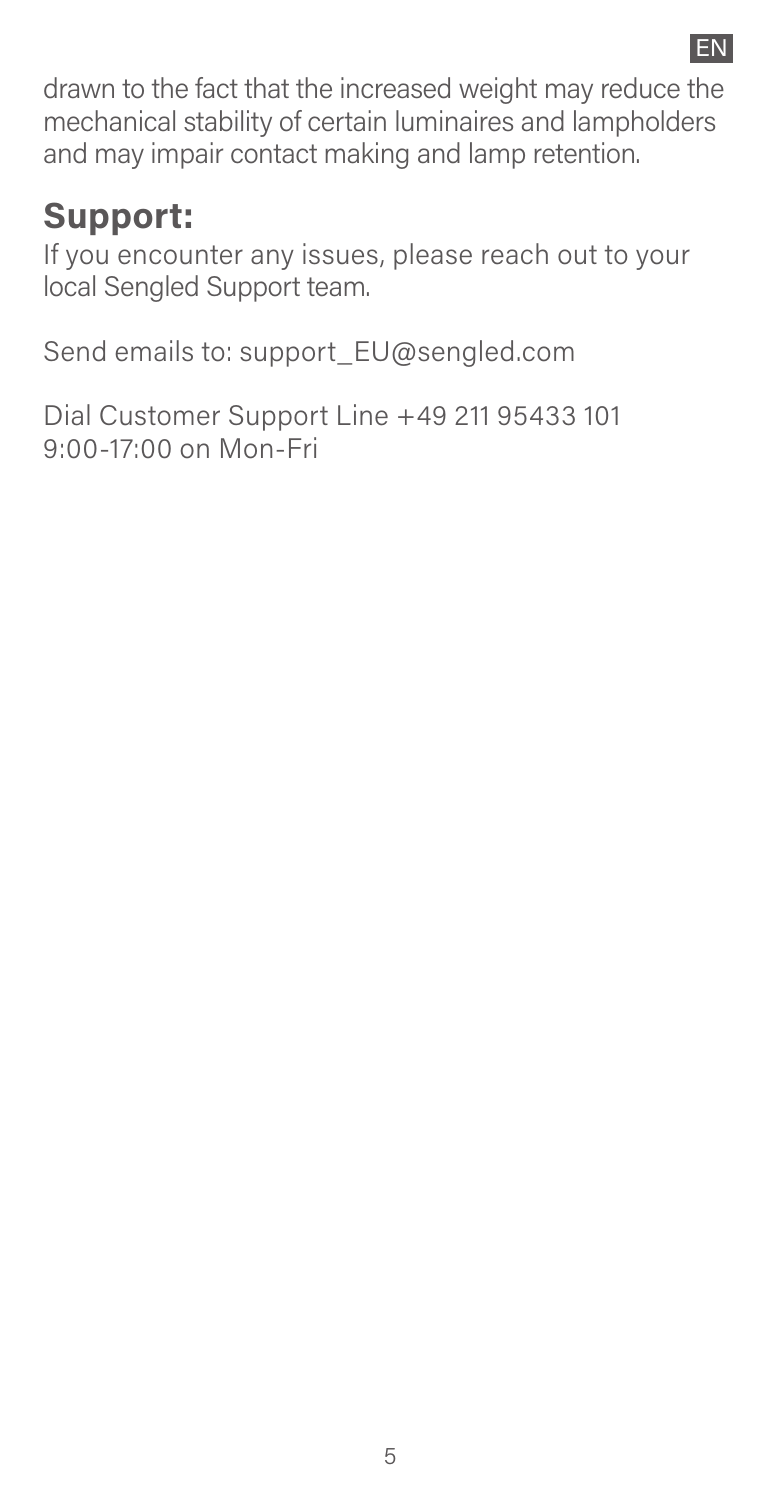drawn to the fact that the increased weight may reduce the mechanical stability of certain luminaires and lampholders and may impair contact making and lamp retention.

## Support:

If you encounter any issues, please reach out to your local Sengled Support team.

Send emails to: support_EU@sengled.com

Dial Customer Support Line +49 211 95433 101
9:00-17:00 on Mon-Fri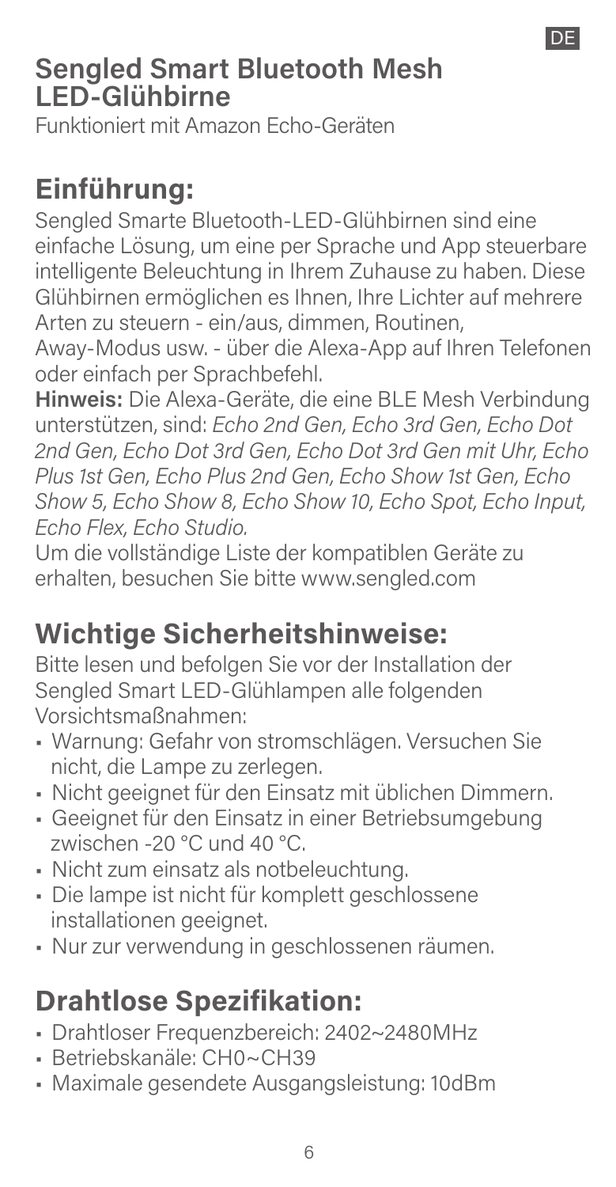# Sengled Smart Bluetooth Mesh LED-Glühbirne

Funktioniert mit Amazon Echo-Geräten

## Einführung:

Sengled Smarte Bluetooth-LED-Glühbirnen sind eine einfache Lösung, um eine per Sprache und App steuerbare intelligente Beleuchtung in Ihrem Zuhause zu haben. Diese Glühbirnen ermöglichen es Ihnen, Ihre Lichter auf mehrere Arten zu steuern - ein/aus, dimmen, Routinen, Away-Modus usw. - über die Alexa-App auf Ihren Telefonen oder einfach per Sprachbefehl.

**Hinweis:** Die Alexa-Geräte, die eine BLE Mesh Verbindung unterstützen, sind: *Echo 2nd Gen, Echo 3rd Gen, Echo Dot 2nd Gen, Echo Dot 3rd Gen, Echo Dot 3rd Gen mit Uhr, Echo Plus 1st Gen, Echo Plus 2nd Gen, Echo Show 1st Gen, Echo Show 5, Echo Show 8, Echo Show 10, Echo Spot, Echo Input, Echo Flex, Echo Studio.*

Um die vollständige Liste der kompatiblen Geräte zu erhalten, besuchen Sie bitte www.sengled.com

## Wichtige Sicherheitshinweise:

Bitte lesen und befolgen Sie vor der Installation der Sengled Smart LED-Glühlampen alle folgenden Vorsichtsmaßnahmen:

- Warnung: Gefahr von stromschlägen. Versuchen Sie nicht, die Lampe zu zerlegen.
- Nicht geeignet für den Einsatz mit üblichen Dimmern.
- Geeignet für den Einsatz in einer Betriebsumgebung zwischen -20 °C und 40 °C.
- Nicht zum einsatz als notbeleuchtung.
- Die lampe ist nicht für komplett geschlossene installationen geeignet.
- Nur zur verwendung in geschlossenen räumen.

## Drahtlose Spezifikation:

- Drahtloser Frequenzbereich: 2402~2480MHz
- Betriebskanäle: CH0~CH39
- Maximale gesendete Ausgangsleistung: 10dBm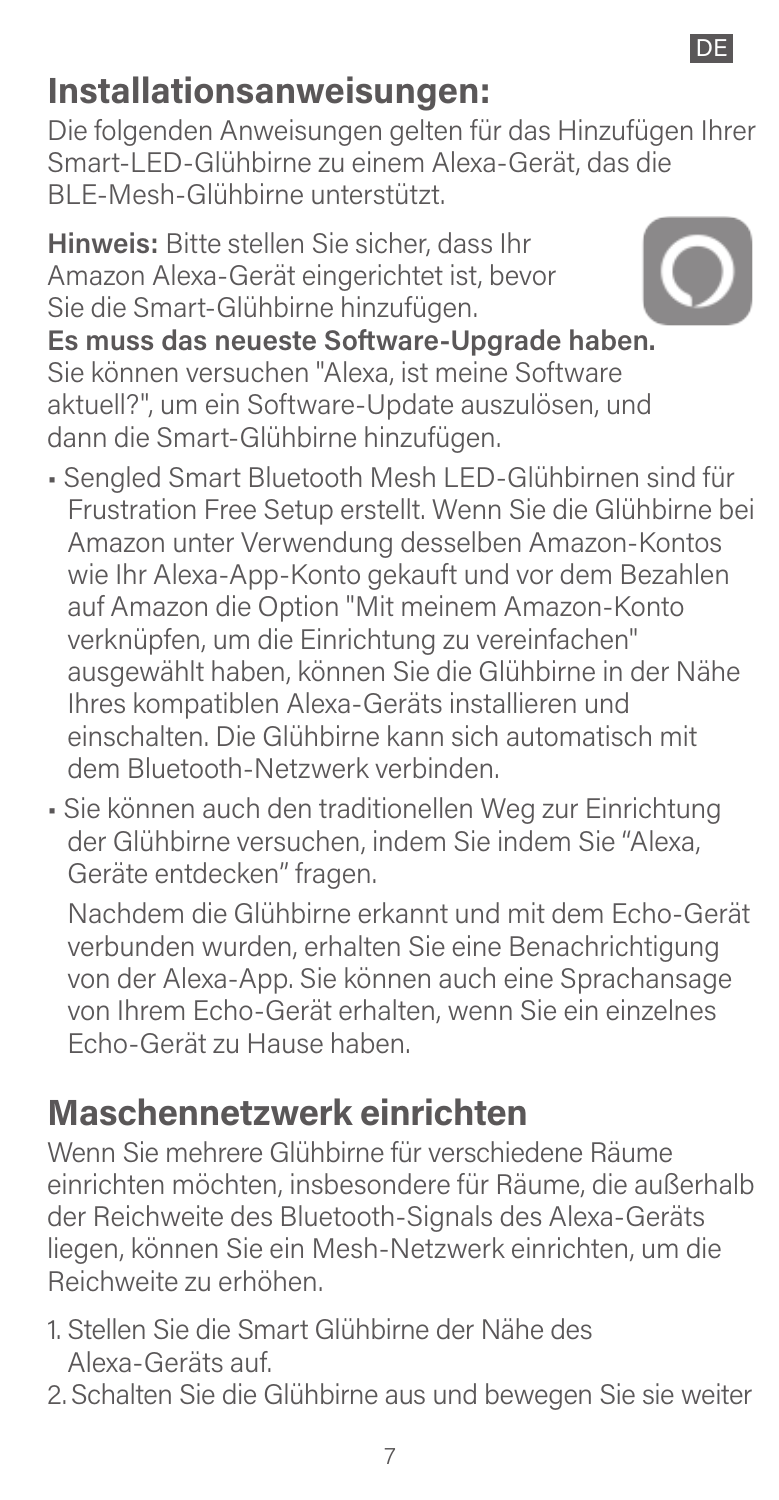# Installationsanweisungen:

Die folgenden Anweisungen gelten für das Hinzufügen Ihrer Smart-LED-Glühbirne zu einem Alexa-Gerät, das die BLE-Mesh-Glühbirne unterstützt.

**Hinweis:** Bitte stellen Sie sicher, dass Ihr Amazon Alexa-Gerät eingerichtet ist, bevor Sie die Smart-Glühbirne hinzufügen.
**Es muss das neueste Software-Upgrade haben.**
Sie können versuchen "Alexa, ist meine Software aktuell?", um ein Software-Update auszulösen, und dann die Smart-Glühbirne hinzufügen.

- Sengled Smart Bluetooth Mesh LED-Glühbirnen sind für Frustration Free Setup erstellt. Wenn Sie die Glühbirne bei Amazon unter Verwendung desselben Amazon-Kontos wie Ihr Alexa-App-Konto gekauft und vor dem Bezahlen auf Amazon die Option "Mit meinem Amazon-Konto verknüpfen, um die Einrichtung zu vereinfachen" ausgewählt haben, können Sie die Glühbirne in der Nähe Ihres kompatiblen Alexa-Geräts installieren und einschalten. Die Glühbirne kann sich automatisch mit dem Bluetooth-Netzwerk verbinden.
- Sie können auch den traditionellen Weg zur Einrichtung der Glühbirne versuchen, indem Sie indem Sie "Alexa, Geräte entdecken" fragen.

  Nachdem die Glühbirne erkannt und mit dem Echo-Gerät verbunden wurden, erhalten Sie eine Benachrichtigung von der Alexa-App. Sie können auch eine Sprachansage von Ihrem Echo-Gerät erhalten, wenn Sie ein einzelnes Echo-Gerät zu Hause haben.

# Maschennetzwerk einrichten

Wenn Sie mehrere Glühbirne für verschiedene Räume einrichten möchten, insbesondere für Räume, die außerhalb der Reichweite des Bluetooth-Signals des Alexa-Geräts liegen, können Sie ein Mesh-Netzwerk einrichten, um die Reichweite zu erhöhen.

1. Stellen Sie die Smart Glühbirne der Nähe des Alexa-Geräts auf.
2. Schalten Sie die Glühbirne aus und bewegen Sie sie weiter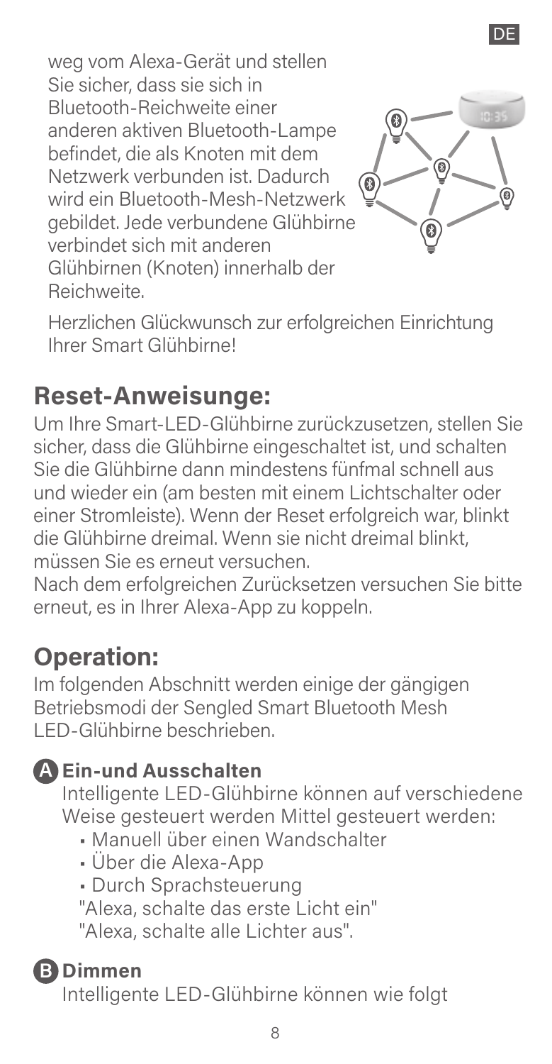weg vom Alexa-Gerät und stellen Sie sicher, dass sie sich in Bluetooth-Reichweite einer anderen aktiven Bluetooth-Lampe befindet, die als Knoten mit dem Netzwerk verbunden ist. Dadurch wird ein Bluetooth-Mesh-Netzwerk gebildet. Jede verbundene Glühbirne verbindet sich mit anderen Glühbirnen (Knoten) innerhalb der Reichweite.

Herzlichen Glückwunsch zur erfolgreichen Einrichtung Ihrer Smart Glühbirne!

## Reset-Anweisunge:

Um Ihre Smart-LED-Glühbirne zurückzusetzen, stellen Sie sicher, dass die Glühbirne eingeschaltet ist, und schalten Sie die Glühbirne dann mindestens fünfmal schnell aus und wieder ein (am besten mit einem Lichtschalter oder einer Stromleiste). Wenn der Reset erfolgreich war, blinkt die Glühbirne dreimal. Wenn sie nicht dreimal blinkt, müssen Sie es erneut versuchen.
Nach dem erfolgreichen Zurücksetzen versuchen Sie bitte erneut, es in Ihrer Alexa-App zu koppeln.

## Operation:

Im folgenden Abschnitt werden einige der gängigen Betriebsmodi der Sengled Smart Bluetooth Mesh LED-Glühbirne beschrieben.

### A Ein-und Ausschalten

Intelligente LED-Glühbirne können auf verschiedene Weise gesteuert werden Mittel gesteuert werden:

- Manuell über einen Wandschalter
- Über die Alexa-App
- Durch Sprachsteuerung

"Alexa, schalte das erste Licht ein"
"Alexa, schalte alle Lichter aus".

### B Dimmen

Intelligente LED-Glühbirne können wie folgt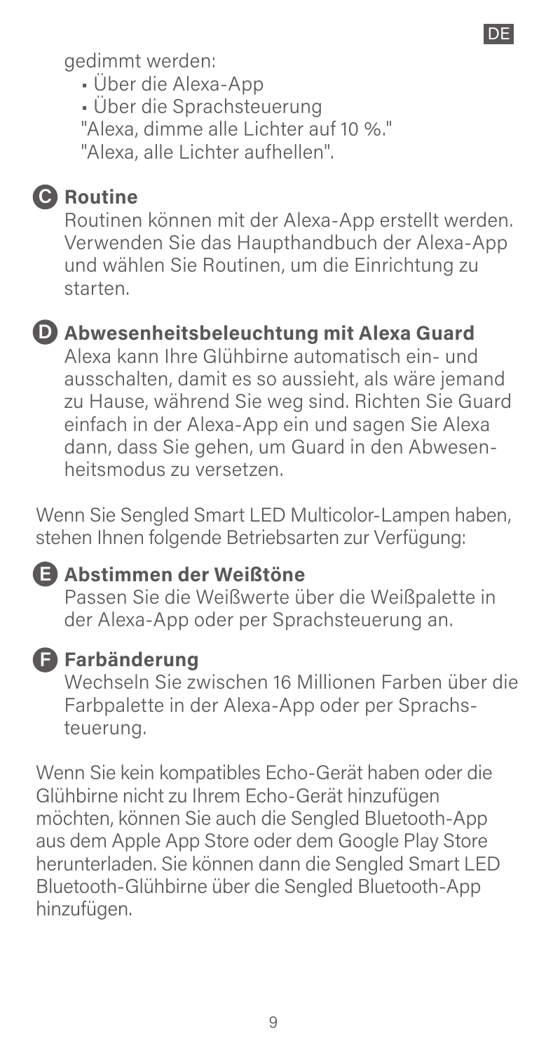gedimmt werden:

- Über die Alexa-App
- Über die Sprachsteuerung
  "Alexa, dimme alle Lichter auf 10 %."
  "Alexa, alle Lichter aufhellen".

**C Routine**

Routinen können mit der Alexa-App erstellt werden. Verwenden Sie das Haupthandbuch der Alexa-App und wählen Sie Routinen, um die Einrichtung zu starten.

**D Abwesenheitsbeleuchtung mit Alexa Guard**

Alexa kann Ihre Glühbirne automatisch ein- und ausschalten, damit es so aussieht, als wäre jemand zu Hause, während Sie weg sind. Richten Sie Guard einfach in der Alexa-App ein und sagen Sie Alexa dann, dass Sie gehen, um Guard in den Abwesenheitsmodus zu versetzen.

Wenn Sie Sengled Smart LED Multicolor-Lampen haben, stehen Ihnen folgende Betriebsarten zur Verfügung:

**E Abstimmen der Weißtöne**

Passen Sie die Weißwerte über die Weißpalette in der Alexa-App oder per Sprachsteuerung an.

**F Farbänderung**

Wechseln Sie zwischen 16 Millionen Farben über die Farbpalette in der Alexa-App oder per Sprachsteuerung.

Wenn Sie kein kompatibles Echo-Gerät haben oder die Glühbirne nicht zu Ihrem Echo-Gerät hinzufügen möchten, können Sie auch die Sengled Bluetooth-App aus dem Apple App Store oder dem Google Play Store herunterladen. Sie können dann die Sengled Smart LED Bluetooth-Glühbirne über die Sengled Bluetooth-App hinzufügen.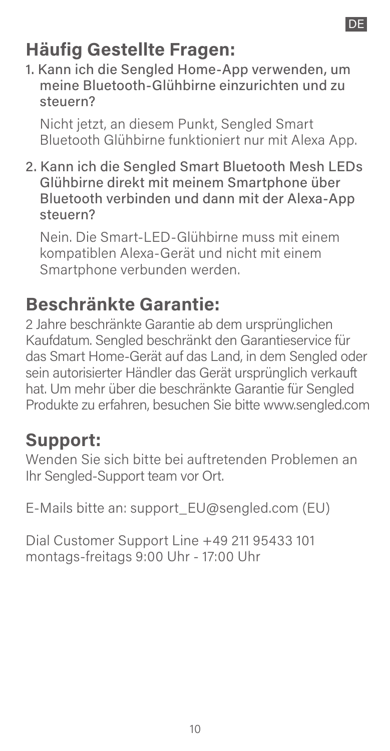## Häufig Gestellte Fragen:

1. Kann ich die Sengled Home-App verwenden, um meine Bluetooth-Glühbirne einzurichten und zu steuern?

   Nicht jetzt, an diesem Punkt, Sengled Smart Bluetooth Glühbirne funktioniert nur mit Alexa App.

2. Kann ich die Sengled Smart Bluetooth Mesh LEDs Glühbirne direkt mit meinem Smartphone über Bluetooth verbinden und dann mit der Alexa-App steuern?

   Nein. Die Smart-LED-Glühbirne muss mit einem kompatiblen Alexa-Gerät und nicht mit einem Smartphone verbunden werden.

## Beschränkte Garantie:

2 Jahre beschränkte Garantie ab dem ursprünglichen Kaufdatum. Sengled beschränkt den Garantieservice für das Smart Home-Gerät auf das Land, in dem Sengled oder sein autorisierter Händler das Gerät ursprünglich verkauft hat. Um mehr über die beschränkte Garantie für Sengled Produkte zu erfahren, besuchen Sie bitte www.sengled.com

## Support:

Wenden Sie sich bitte bei auftretenden Problemen an Ihr Sengled-Support team vor Ort.

E-Mails bitte an: support_EU@sengled.com (EU)

Dial Customer Support Line +49 211 95433 101
montags-freitags 9:00 Uhr - 17:00 Uhr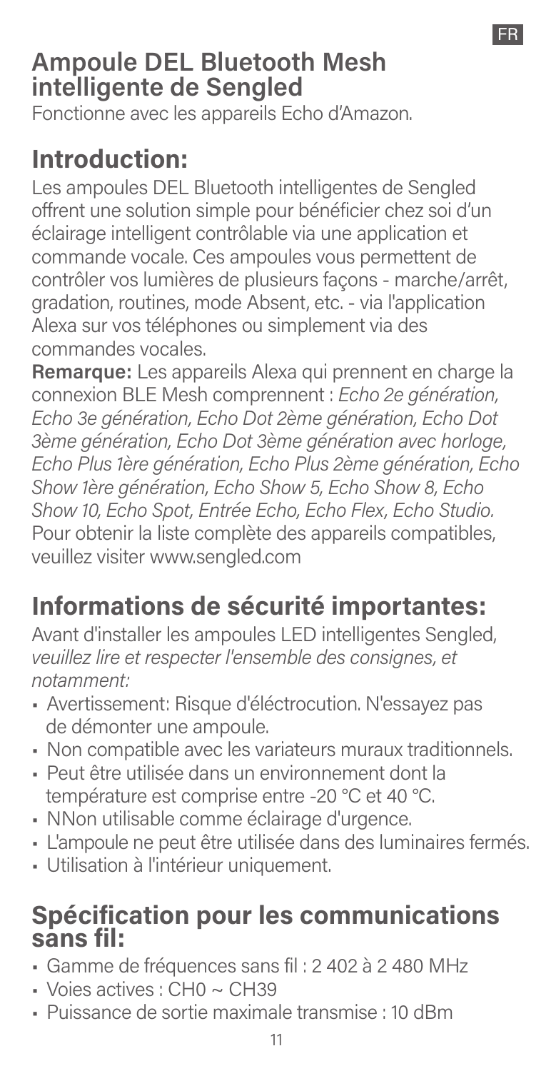# Ampoule DEL Bluetooth Mesh intelligente de Sengled

Fonctionne avec les appareils Echo d'Amazon.

## Introduction:

Les ampoules DEL Bluetooth intelligentes de Sengled offrent une solution simple pour bénéficier chez soi d'un éclairage intelligent contrôlable via une application et commande vocale. Ces ampoules vous permettent de contrôler vos lumières de plusieurs façons - marche/arrêt, gradation, routines, mode Absent, etc. - via l'application Alexa sur vos téléphones ou simplement via des commandes vocales.

**Remarque:** Les appareils Alexa qui prennent en charge la connexion BLE Mesh comprennent : *Echo 2e génération, Echo 3e génération, Echo Dot 2ème génération, Echo Dot 3ème génération, Echo Dot 3ème génération avec horloge, Echo Plus 1ère génération, Echo Plus 2ème génération, Echo Show 1ère génération, Echo Show 5, Echo Show 8, Echo Show 10, Echo Spot, Entrée Echo, Echo Flex, Echo Studio.* Pour obtenir la liste complète des appareils compatibles, veuillez visiter www.sengled.com

## Informations de sécurité importantes:

Avant d'installer les ampoules LED intelligentes Sengled, *veuillez lire et respecter l'ensemble des consignes, et notamment:*

- Avertissement: Risque d'éléctrocution. N'essayez pas de démonter une ampoule.
- Non compatible avec les variateurs muraux traditionnels.
- Peut être utilisée dans un environnement dont la température est comprise entre -20 °C et 40 °C.
- NNon utilisable comme éclairage d'urgence.
- L'ampoule ne peut être utilisée dans des luminaires fermés.
- Utilisation à l'intérieur uniquement.

## Spécification pour les communications sans fil:

- Gamme de fréquences sans fil : 2 402 à 2 480 MHz
- Voies actives : CH0 ~ CH39
- Puissance de sortie maximale transmise : 10 dBm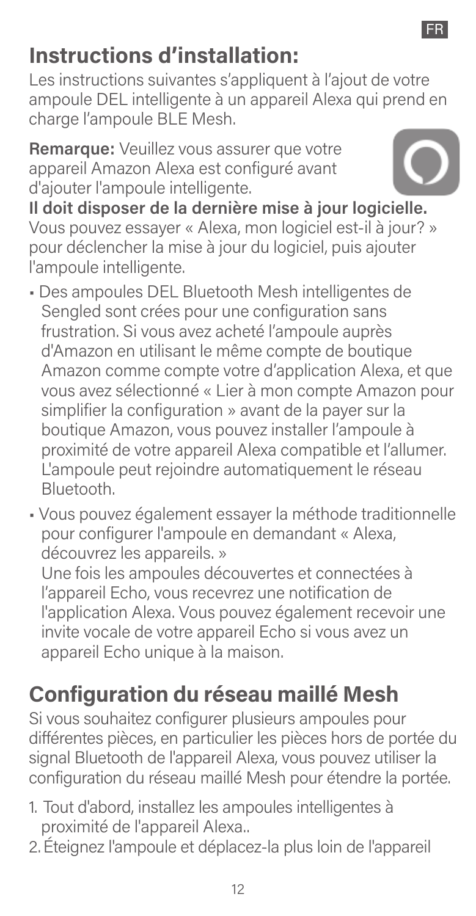## Instructions d'installation:

Les instructions suivantes s'appliquent à l'ajout de votre ampoule DEL intelligente à un appareil Alexa qui prend en charge l'ampoule BLE Mesh.

**Remarque:** Veuillez vous assurer que votre appareil Amazon Alexa est configuré avant d'ajouter l'ampoule intelligente.
**Il doit disposer de la dernière mise à jour logicielle.**
Vous pouvez essayer « Alexa, mon logiciel est-il à jour? » pour déclencher la mise à jour du logiciel, puis ajouter l'ampoule intelligente.

- Des ampoules DEL Bluetooth Mesh intelligentes de Sengled sont crées pour une configuration sans frustration. Si vous avez acheté l'ampoule auprès d'Amazon en utilisant le même compte de boutique Amazon comme compte votre d'application Alexa, et que vous avez sélectionné « Lier à mon compte Amazon pour simplifier la configuration » avant de la payer sur la boutique Amazon, vous pouvez installer l'ampoule à proximité de votre appareil Alexa compatible et l'allumer. L'ampoule peut rejoindre automatiquement le réseau Bluetooth.
- Vous pouvez également essayer la méthode traditionnelle pour configurer l'ampoule en demandant « Alexa, découvrez les appareils. »
  Une fois les ampoules découvertes et connectées à l'appareil Echo, vous recevrez une notification de l'application Alexa. Vous pouvez également recevoir une invite vocale de votre appareil Echo si vous avez un appareil Echo unique à la maison.

## Configuration du réseau maillé Mesh

Si vous souhaitez configurer plusieurs ampoules pour différentes pièces, en particulier les pièces hors de portée du signal Bluetooth de l'appareil Alexa, vous pouvez utiliser la configuration du réseau maillé Mesh pour étendre la portée.

1. Tout d'abord, installez les ampoules intelligentes à proximité de l'appareil Alexa..
2. Éteignez l'ampoule et déplacez-la plus loin de l'appareil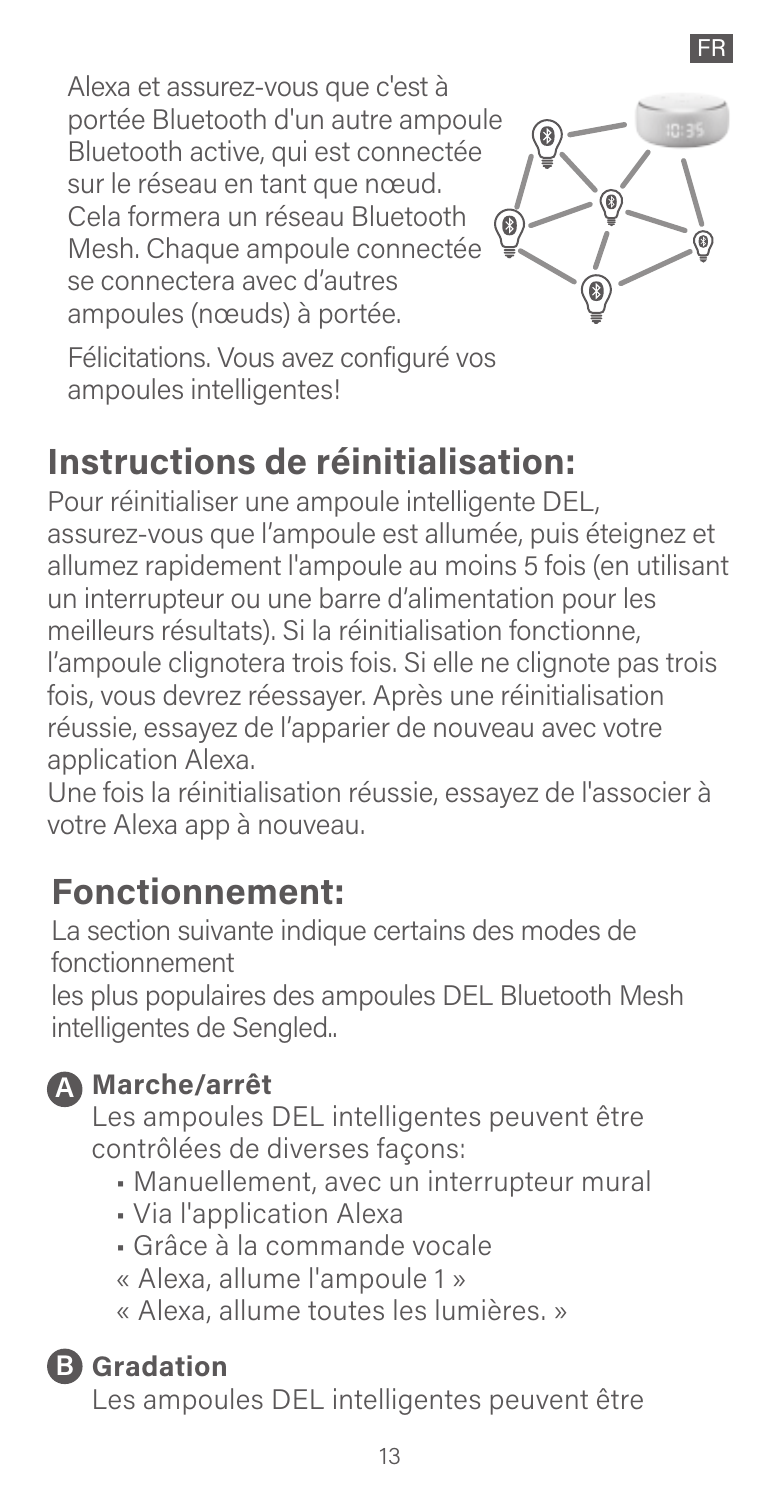Alexa et assurez-vous que c'est à portée Bluetooth d'un autre ampoule Bluetooth active, qui est connectée sur le réseau en tant que nœud. Cela formera un réseau Bluetooth Mesh. Chaque ampoule connectée se connectera avec d'autres ampoules (nœuds) à portée.

Félicitations. Vous avez configuré vos ampoules intelligentes!

## Instructions de réinitialisation:

Pour réinitialiser une ampoule intelligente DEL, assurez-vous que l'ampoule est allumée, puis éteignez et allumez rapidement l'ampoule au moins 5 fois (en utilisant un interrupteur ou une barre d'alimentation pour les meilleurs résultats). Si la réinitialisation fonctionne, l'ampoule clignotera trois fois. Si elle ne clignote pas trois fois, vous devrez réessayer. Après une réinitialisation réussie, essayez de l'apparier de nouveau avec votre application Alexa.

Une fois la réinitialisation réussie, essayez de l'associer à votre Alexa app à nouveau.

## Fonctionnement:

La section suivante indique certains des modes de fonctionnement
les plus populaires des ampoules DEL Bluetooth Mesh intelligentes de Sengled..

### A Marche/arrêt

Les ampoules DEL intelligentes peuvent être contrôlées de diverses façons:

- Manuellement, avec un interrupteur mural
- Via l'application Alexa
- Grâce à la commande vocale

« Alexa, allume l'ampoule 1 »
« Alexa, allume toutes les lumières. »

### B Gradation

Les ampoules DEL intelligentes peuvent être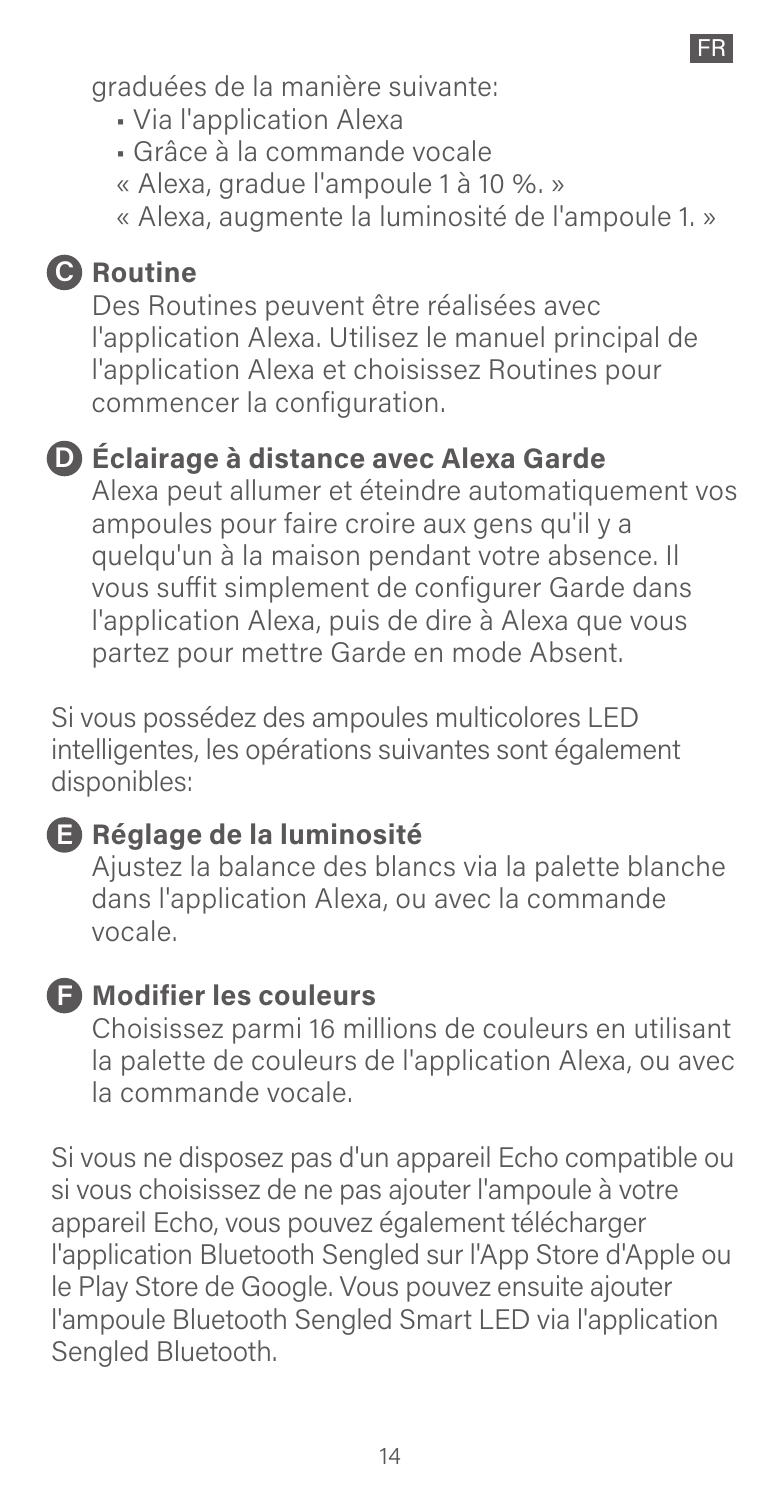graduées de la manière suivante:

- Via l'application Alexa
- Grâce à la commande vocale

« Alexa, gradue l'ampoule 1 à 10 %. »
« Alexa, augmente la luminosité de l'ampoule 1. »

### C Routine

Des Routines peuvent être réalisées avec l'application Alexa. Utilisez le manuel principal de l'application Alexa et choisissez Routines pour commencer la configuration.

### D Éclairage à distance avec Alexa Garde

Alexa peut allumer et éteindre automatiquement vos ampoules pour faire croire aux gens qu'il y a quelqu'un à la maison pendant votre absence. Il vous suffit simplement de configurer Garde dans l'application Alexa, puis de dire à Alexa que vous partez pour mettre Garde en mode Absent.

Si vous possédez des ampoules multicolores LED intelligentes, les opérations suivantes sont également disponibles:

### E Réglage de la luminosité

Ajustez la balance des blancs via la palette blanche dans l'application Alexa, ou avec la commande vocale.

### F Modifier les couleurs

Choisissez parmi 16 millions de couleurs en utilisant la palette de couleurs de l'application Alexa, ou avec la commande vocale.

Si vous ne disposez pas d'un appareil Echo compatible ou si vous choisissez de ne pas ajouter l'ampoule à votre appareil Echo, vous pouvez également télécharger l'application Bluetooth Sengled sur l'App Store d'Apple ou le Play Store de Google. Vous pouvez ensuite ajouter l'ampoule Bluetooth Sengled Smart LED via l'application Sengled Bluetooth.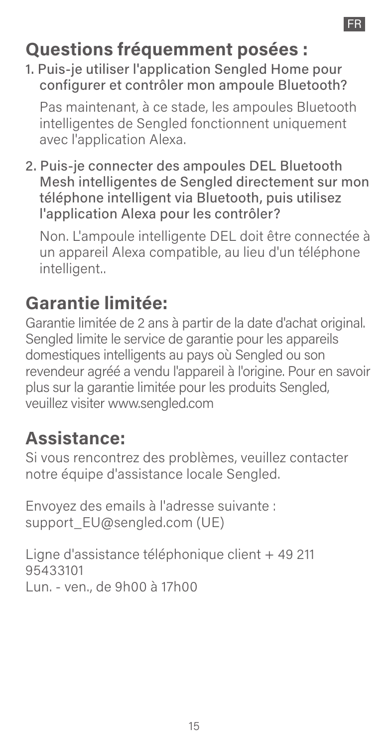## Questions fréquemment posées :

1. Puis-je utiliser l'application Sengled Home pour configurer et contrôler mon ampoule Bluetooth?

   Pas maintenant, à ce stade, les ampoules Bluetooth intelligentes de Sengled fonctionnent uniquement avec l'application Alexa.

2. Puis-je connecter des ampoules DEL Bluetooth Mesh intelligentes de Sengled directement sur mon téléphone intelligent via Bluetooth, puis utilisez l'application Alexa pour les contrôler?

   Non. L'ampoule intelligente DEL doit être connectée à un appareil Alexa compatible, au lieu d'un téléphone intelligent..

## Garantie limitée:

Garantie limitée de 2 ans à partir de la date d'achat original. Sengled limite le service de garantie pour les appareils domestiques intelligents au pays où Sengled ou son revendeur agréé a vendu l'appareil à l'origine. Pour en savoir plus sur la garantie limitée pour les produits Sengled, veuillez visiter www.sengled.com

## Assistance:

Si vous rencontrez des problèmes, veuillez contacter notre équipe d'assistance locale Sengled.

Envoyez des emails à l'adresse suivante : support_EU@sengled.com (UE)

Ligne d'assistance téléphonique client + 49 211 95433101
Lun. - ven., de 9h00 à 17h00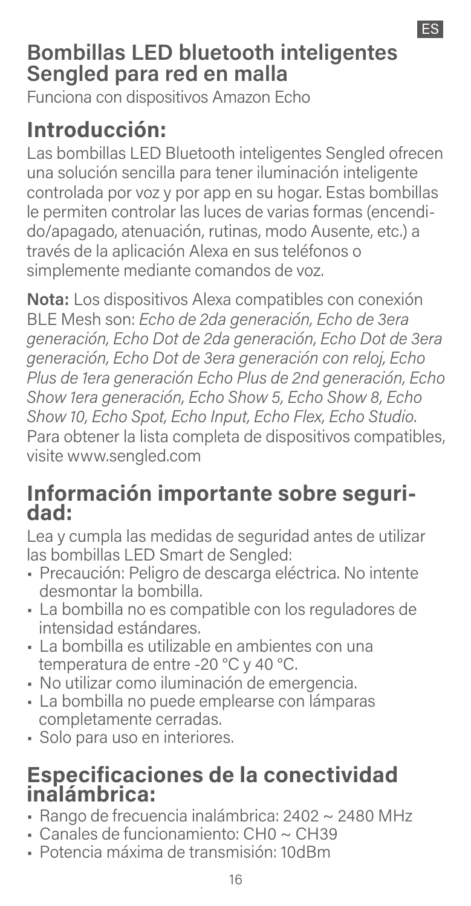# Bombillas LED bluetooth inteligentes Sengled para red en malla

Funciona con dispositivos Amazon Echo

## Introducción:

Las bombillas LED Bluetooth inteligentes Sengled ofrecen una solución sencilla para tener iluminación inteligente controlada por voz y por app en su hogar. Estas bombillas le permiten controlar las luces de varias formas (encendido/apagado, atenuación, rutinas, modo Ausente, etc.) a través de la aplicación Alexa en sus teléfonos o simplemente mediante comandos de voz.

**Nota:** Los dispositivos Alexa compatibles con conexión BLE Mesh son: *Echo de 2da generación, Echo de 3era generación, Echo Dot de 2da generación, Echo Dot de 3era generación, Echo Dot de 3era generación con reloj, Echo Plus de 1era generación Echo Plus de 2nd generación, Echo Show 1era generación, Echo Show 5, Echo Show 8, Echo Show 10, Echo Spot, Echo Input, Echo Flex, Echo Studio*. Para obtener la lista completa de dispositivos compatibles, visite www.sengled.com

## Información importante sobre seguridad:

Lea y cumpla las medidas de seguridad antes de utilizar las bombillas LED Smart de Sengled:

- Precaución: Peligro de descarga eléctrica. No intente desmontar la bombilla.
- La bombilla no es compatible con los reguladores de intensidad estándares.
- La bombilla es utilizable en ambientes con una temperatura de entre -20 °C y 40 °C.
- No utilizar como iluminación de emergencia.
- La bombilla no puede emplearse con lámparas completamente cerradas.
- Solo para uso en interiores.

## Especificaciones de la conectividad inalámbrica:

- Rango de frecuencia inalámbrica: 2402 ~ 2480 MHz
- Canales de funcionamiento: CH0 ~ CH39
- Potencia máxima de transmisión: 10dBm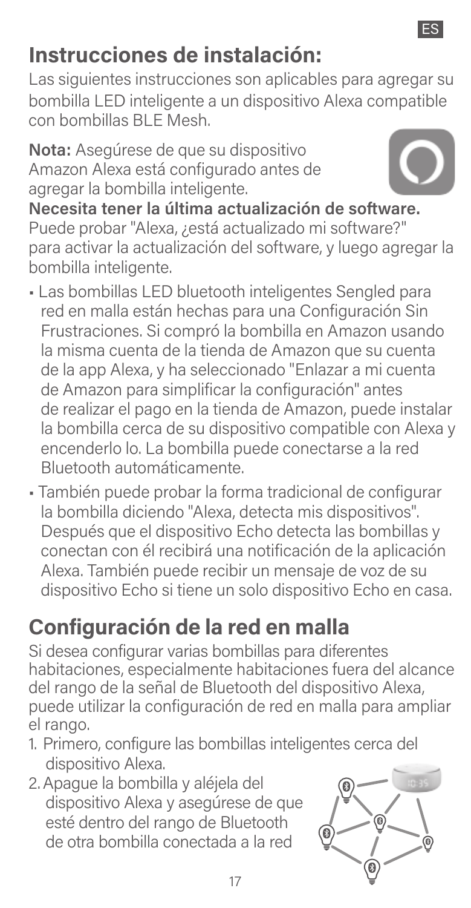## Instrucciones de instalación:

Las siguientes instrucciones son aplicables para agregar su bombilla LED inteligente a un dispositivo Alexa compatible con bombillas BLE Mesh.

**Nota:** Asegúrese de que su dispositivo Amazon Alexa está configurado antes de agregar la bombilla inteligente.

**Necesita tener la última actualización de software.** Puede probar "Alexa, ¿está actualizado mi software?" para activar la actualización del software, y luego agregar la bombilla inteligente.

- Las bombillas LED bluetooth inteligentes Sengled para red en malla están hechas para una Configuración Sin Frustraciones. Si compró la bombilla en Amazon usando la misma cuenta de la tienda de Amazon que su cuenta de la app Alexa, y ha seleccionado "Enlazar a mi cuenta de Amazon para simplificar la configuración" antes de realizar el pago en la tienda de Amazon, puede instalar la bombilla cerca de su dispositivo compatible con Alexa y encenderlo lo. La bombilla puede conectarse a la red Bluetooth automáticamente.
- También puede probar la forma tradicional de configurar la bombilla diciendo "Alexa, detecta mis dispositivos". Después que el dispositivo Echo detecta las bombillas y conectan con él recibirá una notificación de la aplicación Alexa. También puede recibir un mensaje de voz de su dispositivo Echo si tiene un solo dispositivo Echo en casa.

## Configuración de la red en malla

Si desea configurar varias bombillas para diferentes habitaciones, especialmente habitaciones fuera del alcance del rango de la señal de Bluetooth del dispositivo Alexa, puede utilizar la configuración de red en malla para ampliar el rango.

1. Primero, configure las bombillas inteligentes cerca del dispositivo Alexa.
2. Apague la bombilla y aléjela del dispositivo Alexa y asegúrese de que esté dentro del rango de Bluetooth de otra bombilla conectada a la red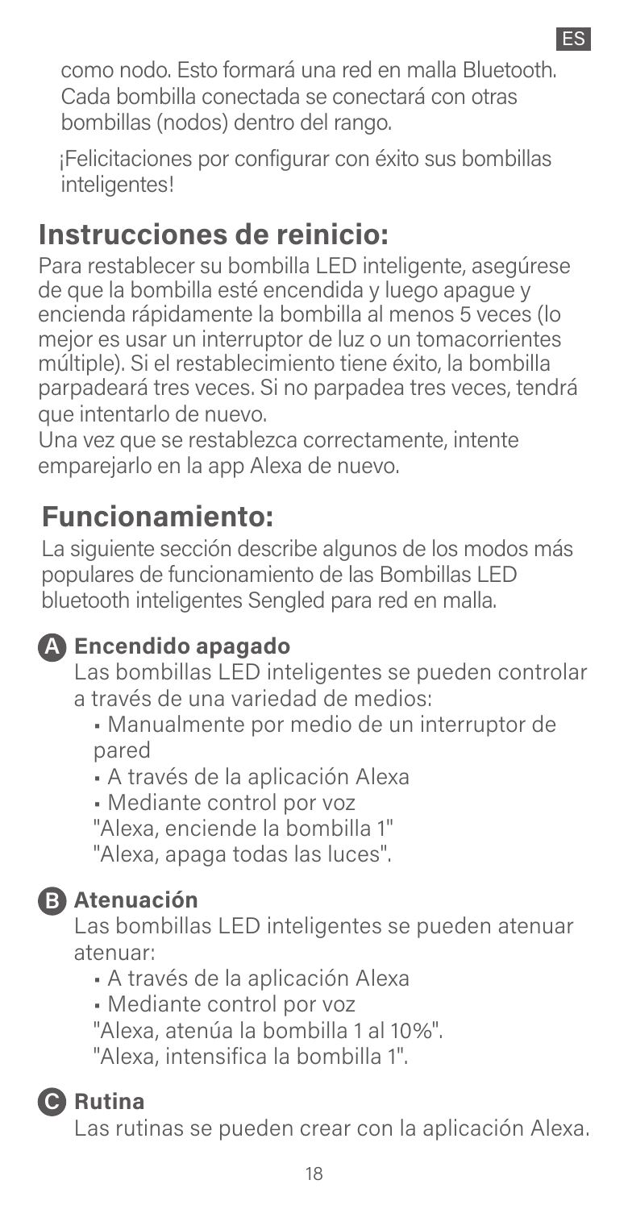como nodo. Esto formará una red en malla Bluetooth. Cada bombilla conectada se conectará con otras bombillas (nodos) dentro del rango.

¡Felicitaciones por configurar con éxito sus bombillas inteligentes!

## Instrucciones de reinicio:

Para restablecer su bombilla LED inteligente, asegúrese de que la bombilla esté encendida y luego apague y encienda rápidamente la bombilla al menos 5 veces (lo mejor es usar un interruptor de luz o un tomacorrientes múltiple). Si el restablecimiento tiene éxito, la bombilla parpadeará tres veces. Si no parpadea tres veces, tendrá que intentarlo de nuevo.
Una vez que se restablezca correctamente, intente emparejarlo en la app Alexa de nuevo.

## Funcionamiento:

La siguiente sección describe algunos de los modos más populares de funcionamiento de las Bombillas LED bluetooth inteligentes Sengled para red en malla.

### A Encendido apagado

Las bombillas LED inteligentes se pueden controlar a través de una variedad de medios:

- Manualmente por medio de un interruptor de pared
- A través de la aplicación Alexa
- Mediante control por voz

"Alexa, enciende la bombilla 1"
"Alexa, apaga todas las luces".

### B Atenuación

Las bombillas LED inteligentes se pueden atenuar atenuar:

- A través de la aplicación Alexa
- Mediante control por voz

"Alexa, atenúa la bombilla 1 al 10%".
"Alexa, intensifica la bombilla 1".

### C Rutina

Las rutinas se pueden crear con la aplicación Alexa.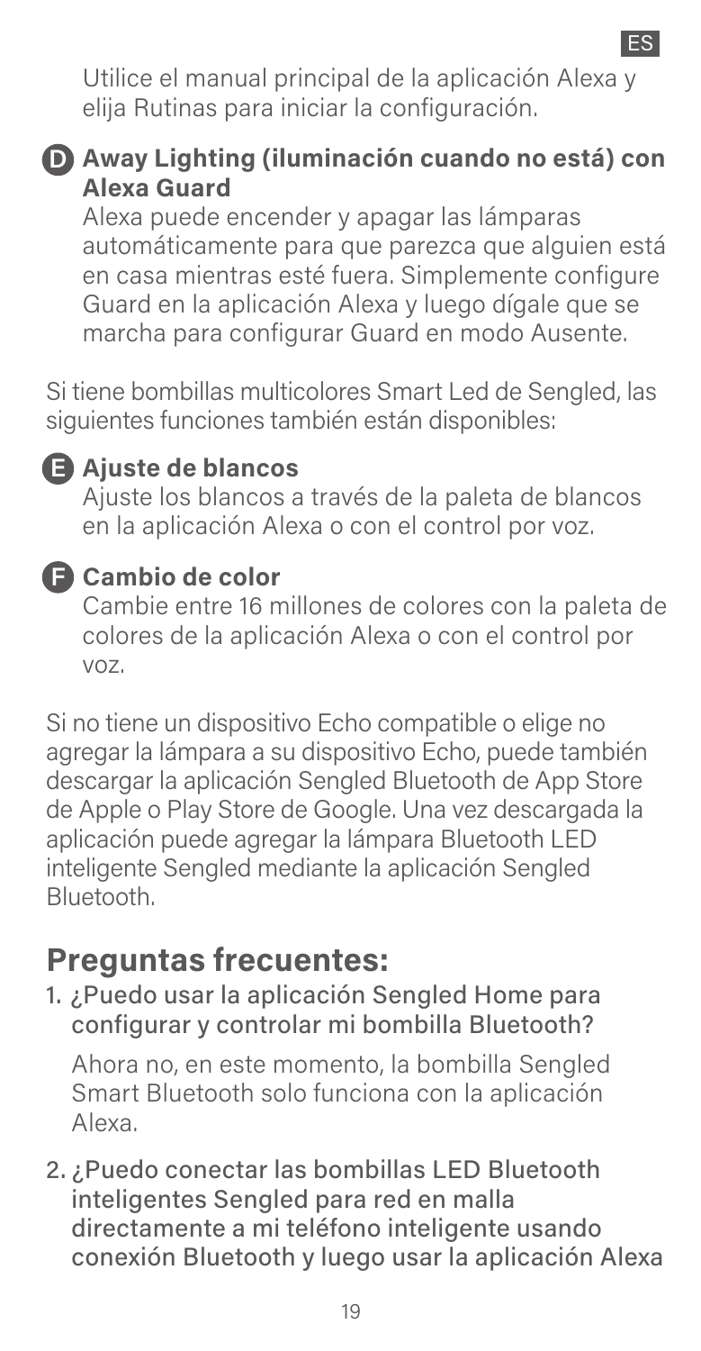Utilice el manual principal de la aplicación Alexa y elija Rutinas para iniciar la configuración.

**D** **Away Lighting (iluminación cuando no está) con Alexa Guard**

Alexa puede encender y apagar las lámparas automáticamente para que parezca que alguien está en casa mientras esté fuera. Simplemente configure Guard en la aplicación Alexa y luego dígale que se marcha para configurar Guard en modo Ausente.

Si tiene bombillas multicolores Smart Led de Sengled, las siguientes funciones también están disponibles:

**E** **Ajuste de blancos**

Ajuste los blancos a través de la paleta de blancos en la aplicación Alexa o con el control por voz.

**F** **Cambio de color**

Cambie entre 16 millones de colores con la paleta de colores de la aplicación Alexa o con el control por voz.

Si no tiene un dispositivo Echo compatible o elige no agregar la lámpara a su dispositivo Echo, puede también descargar la aplicación Sengled Bluetooth de App Store de Apple o Play Store de Google. Una vez descargada la aplicación puede agregar la lámpara Bluetooth LED inteligente Sengled mediante la aplicación Sengled Bluetooth.

## Preguntas frecuentes:

1. ¿Puedo usar la aplicación Sengled Home para configurar y controlar mi bombilla Bluetooth?

   Ahora no, en este momento, la bombilla Sengled Smart Bluetooth solo funciona con la aplicación Alexa.

2. ¿Puedo conectar las bombillas LED Bluetooth inteligentes Sengled para red en malla directamente a mi teléfono inteligente usando conexión Bluetooth y luego usar la aplicación Alexa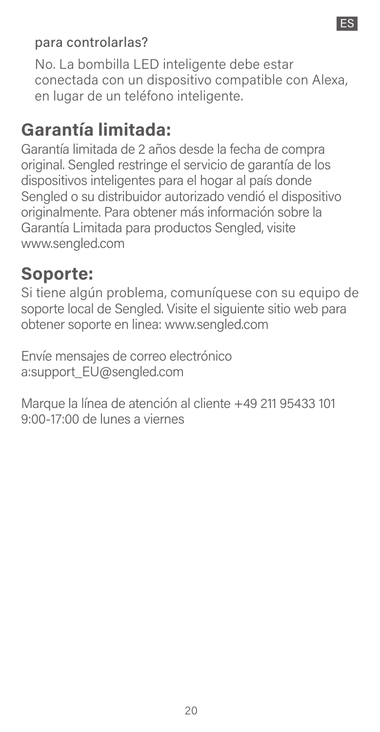para controlarlas?

No. La bombilla LED inteligente debe estar conectada con un dispositivo compatible con Alexa, en lugar de un teléfono inteligente.

## Garantía limitada:

Garantía limitada de 2 años desde la fecha de compra original. Sengled restringe el servicio de garantía de los dispositivos inteligentes para el hogar al país donde Sengled o su distribuidor autorizado vendió el dispositivo originalmente. Para obtener más información sobre la Garantía Limitada para productos Sengled, visite www.sengled.com

## Soporte:

Si tiene algún problema, comuníquese con su equipo de soporte local de Sengled. Visite el siguiente sitio web para obtener soporte en linea: www.sengled.com

Envíe mensajes de correo electrónico a:support_EU@sengled.com

Marque la línea de atención al cliente +49 211 95433 101
9:00-17:00 de lunes a viernes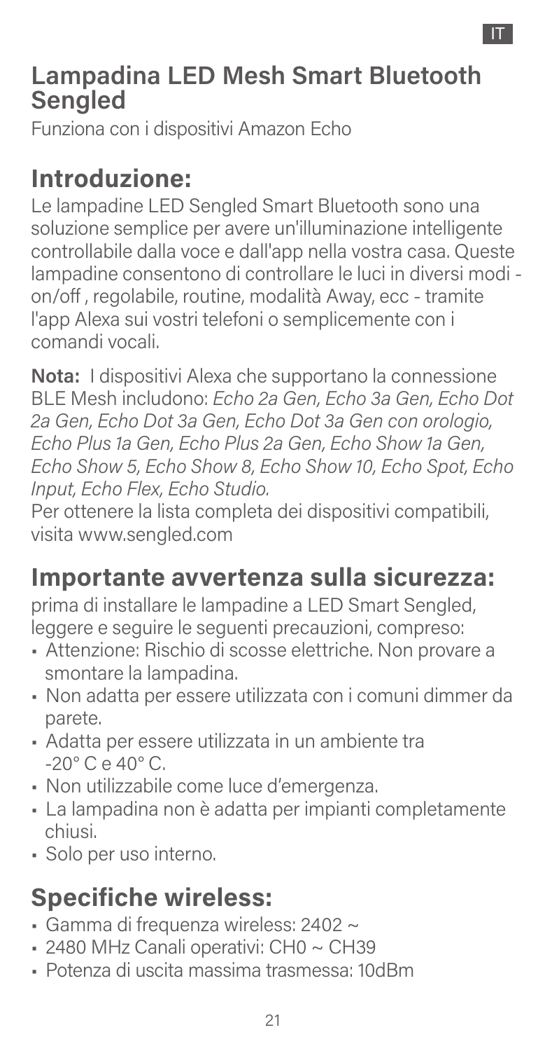# Lampadina LED Mesh Smart Bluetooth Sengled

Funziona con i dispositivi Amazon Echo

## Introduzione:

Le lampadine LED Sengled Smart Bluetooth sono una soluzione semplice per avere un'illuminazione intelligente controllabile dalla voce e dall'app nella vostra casa. Queste lampadine consentono di controllare le luci in diversi modi - on/off , regolabile, routine, modalità Away, ecc - tramite l'app Alexa sui vostri telefoni o semplicemente con i comandi vocali.

**Nota:** I dispositivi Alexa che supportano la connessione BLE Mesh includono: *Echo 2a Gen, Echo 3a Gen, Echo Dot 2a Gen, Echo Dot 3a Gen, Echo Dot 3a Gen con orologio, Echo Plus 1a Gen, Echo Plus 2a Gen, Echo Show 1a Gen, Echo Show 5, Echo Show 8, Echo Show 10, Echo Spot, Echo Input, Echo Flex, Echo Studio.*

Per ottenere la lista completa dei dispositivi compatibili, visita www.sengled.com

## Importante avvertenza sulla sicurezza:

prima di installare le lampadine a LED Smart Sengled, leggere e seguire le seguenti precauzioni, compreso:

- Attenzione: Rischio di scosse elettriche. Non provare a smontare la lampadina.
- Non adatta per essere utilizzata con i comuni dimmer da parete.
- Adatta per essere utilizzata in un ambiente tra -20° C e 40° C.
- Non utilizzabile come luce d'emergenza.
- La lampadina non è adatta per impianti completamente chiusi.
- Solo per uso interno.

## Specifiche wireless:

- Gamma di frequenza wireless: 2402 ~
- 2480 MHz Canali operativi: CH0 ~ CH39
- Potenza di uscita massima trasmessa: 10dBm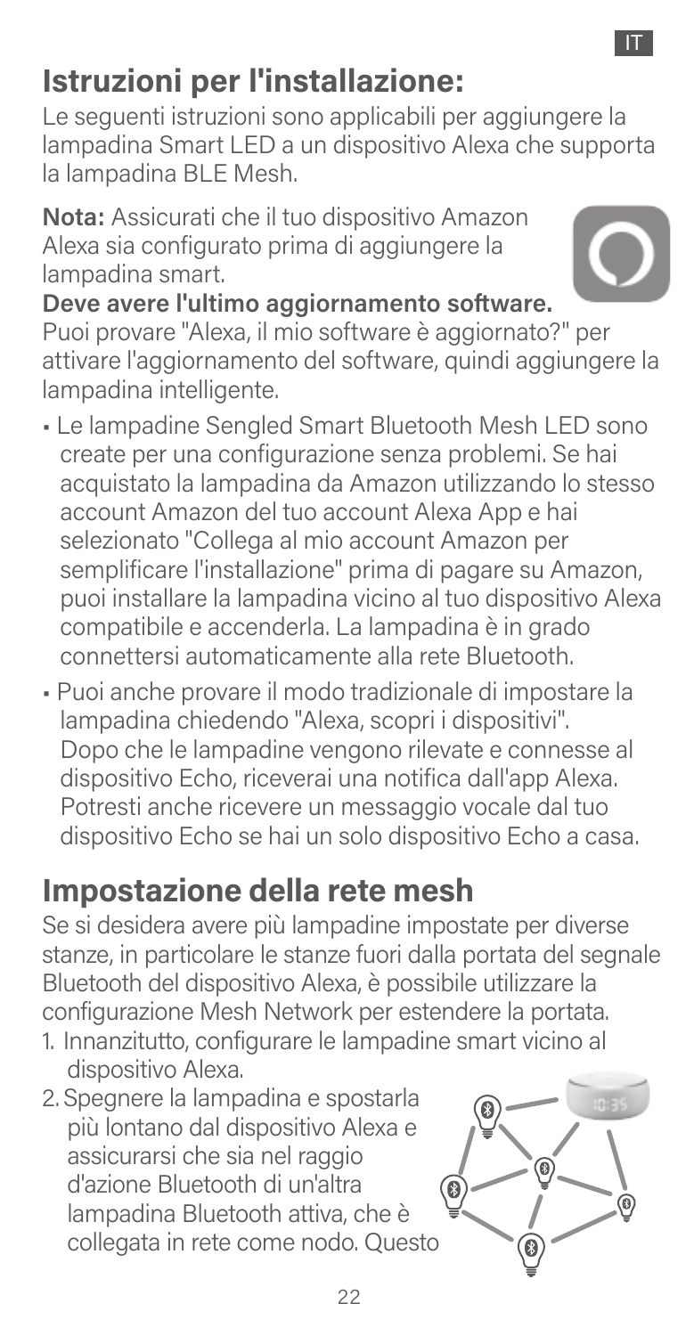## Istruzioni per l'installazione:

Le seguenti istruzioni sono applicabili per aggiungere la lampadina Smart LED a un dispositivo Alexa che supporta la lampadina BLE Mesh.

**Nota:** Assicurati che il tuo dispositivo Amazon Alexa sia configurato prima di aggiungere la lampadina smart.

**Deve avere l'ultimo aggiornamento software.**

Puoi provare "Alexa, il mio software è aggiornato?" per attivare l'aggiornamento del software, quindi aggiungere la lampadina intelligente.

- Le lampadine Sengled Smart Bluetooth Mesh LED sono create per una configurazione senza problemi. Se hai acquistato la lampadina da Amazon utilizzando lo stesso account Amazon del tuo account Alexa App e hai selezionato "Collega al mio account Amazon per semplificare l'installazione" prima di pagare su Amazon, puoi installare la lampadina vicino al tuo dispositivo Alexa compatibile e accenderla. La lampadina è in grado connettersi automaticamente alla rete Bluetooth.
- Puoi anche provare il modo tradizionale di impostare la lampadina chiedendo "Alexa, scopri i dispositivi". Dopo che le lampadine vengono rilevate e connesse al dispositivo Echo, riceverai una notifica dall'app Alexa. Potresti anche ricevere un messaggio vocale dal tuo dispositivo Echo se hai un solo dispositivo Echo a casa.

## Impostazione della rete mesh

Se si desidera avere più lampadine impostate per diverse stanze, in particolare le stanze fuori dalla portata del segnale Bluetooth del dispositivo Alexa, è possibile utilizzare la configurazione Mesh Network per estendere la portata.

1. Innanzitutto, configurare le lampadine smart vicino al dispositivo Alexa.
2. Spegnere la lampadina e spostarla più lontano dal dispositivo Alexa e assicurarsi che sia nel raggio d'azione Bluetooth di un'altra lampadina Bluetooth attiva, che è collegata in rete come nodo. Questo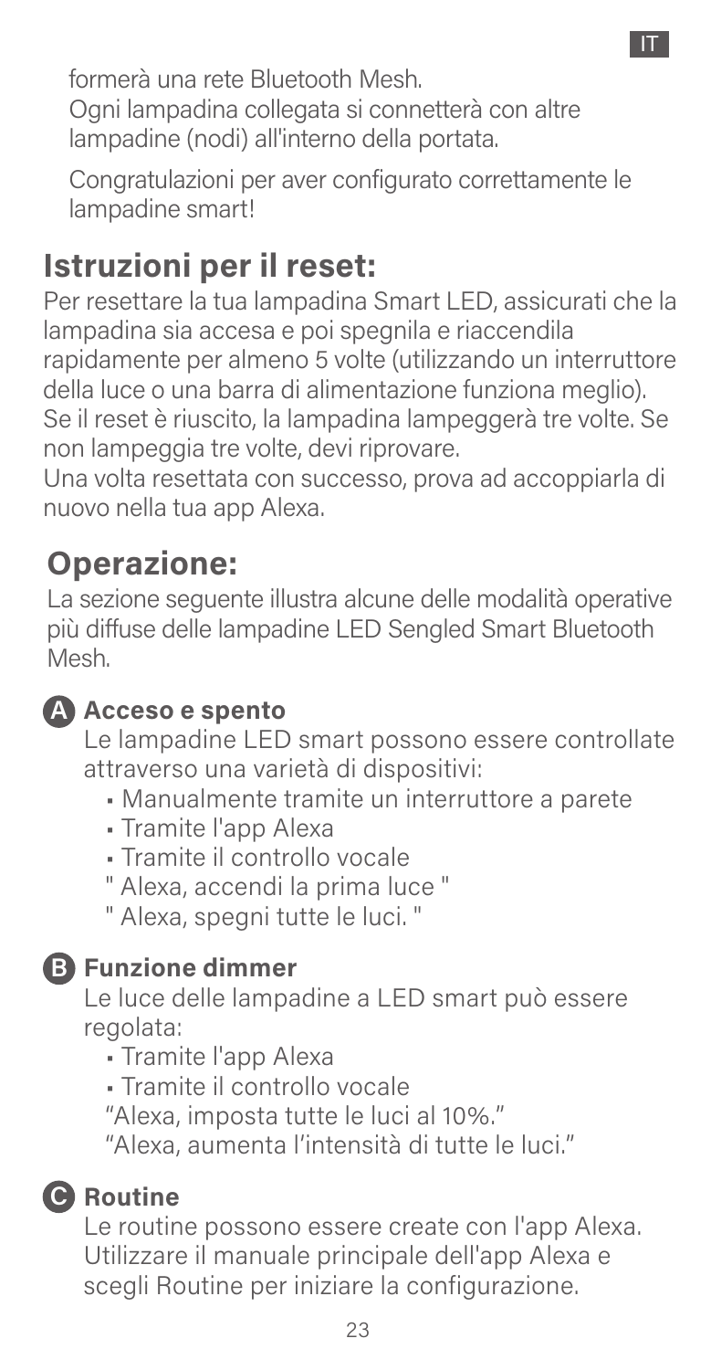formerà una rete Bluetooth Mesh.
Ogni lampadina collegata si connetterà con altre lampadine (nodi) all'interno della portata.

Congratulazioni per aver configurato correttamente le lampadine smart!

## Istruzioni per il reset:

Per resettare la tua lampadina Smart LED, assicurati che la lampadina sia accesa e poi spegnila e riaccendila rapidamente per almeno 5 volte (utilizzando un interruttore della luce o una barra di alimentazione funziona meglio). Se il reset è riuscito, la lampadina lampeggerà tre volte. Se non lampeggia tre volte, devi riprovare.
Una volta resettata con successo, prova ad accoppiarla di nuovo nella tua app Alexa.

## Operazione:

La sezione seguente illustra alcune delle modalità operative più diffuse delle lampadine LED Sengled Smart Bluetooth Mesh.

### A Acceso e spento

Le lampadine LED smart possono essere controllate attraverso una varietà di dispositivi:

- Manualmente tramite un interruttore a parete
- Tramite l'app Alexa
- Tramite il controllo vocale

" Alexa, accendi la prima luce "
" Alexa, spegni tutte le luci. "

### B Funzione dimmer

Le luce delle lampadine a LED smart può essere regolata:

- Tramite l'app Alexa
- Tramite il controllo vocale

"Alexa, imposta tutte le luci al 10%."
"Alexa, aumenta l'intensità di tutte le luci."

### C Routine

Le routine possono essere create con l'app Alexa. Utilizzare il manuale principale dell'app Alexa e scegli Routine per iniziare la configurazione.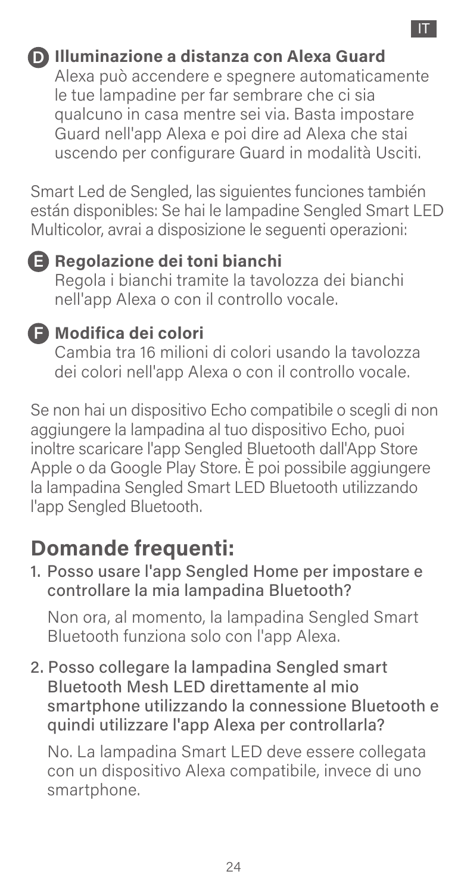**D Illuminazione a distanza con Alexa Guard**

Alexa può accendere e spegnere automaticamente le tue lampadine per far sembrare che ci sia qualcuno in casa mentre sei via. Basta impostare Guard nell'app Alexa e poi dire ad Alexa che stai uscendo per configurare Guard in modalità Usciti.

Smart Led de Sengled, las siguientes funciones también están disponibles: Se hai le lampadine Sengled Smart LED Multicolor, avrai a disposizione le seguenti operazioni:

**E Regolazione dei toni bianchi**

Regola i bianchi tramite la tavolozza dei bianchi nell'app Alexa o con il controllo vocale.

**F Modifica dei colori**

Cambia tra 16 milioni di colori usando la tavolozza dei colori nell'app Alexa o con il controllo vocale.

Se non hai un dispositivo Echo compatibile o scegli di non aggiungere la lampadina al tuo dispositivo Echo, puoi inoltre scaricare l'app Sengled Bluetooth dall'App Store Apple o da Google Play Store. È poi possibile aggiungere la lampadina Sengled Smart LED Bluetooth utilizzando l'app Sengled Bluetooth.

## Domande frequenti:

1. Posso usare l'app Sengled Home per impostare e controllare la mia lampadina Bluetooth?

   Non ora, al momento, la lampadina Sengled Smart Bluetooth funziona solo con l'app Alexa.

2. Posso collegare la lampadina Sengled smart Bluetooth Mesh LED direttamente al mio smartphone utilizzando la connessione Bluetooth e quindi utilizzare l'app Alexa per controllarla?

   No. La lampadina Smart LED deve essere collegata con un dispositivo Alexa compatibile, invece di uno smartphone.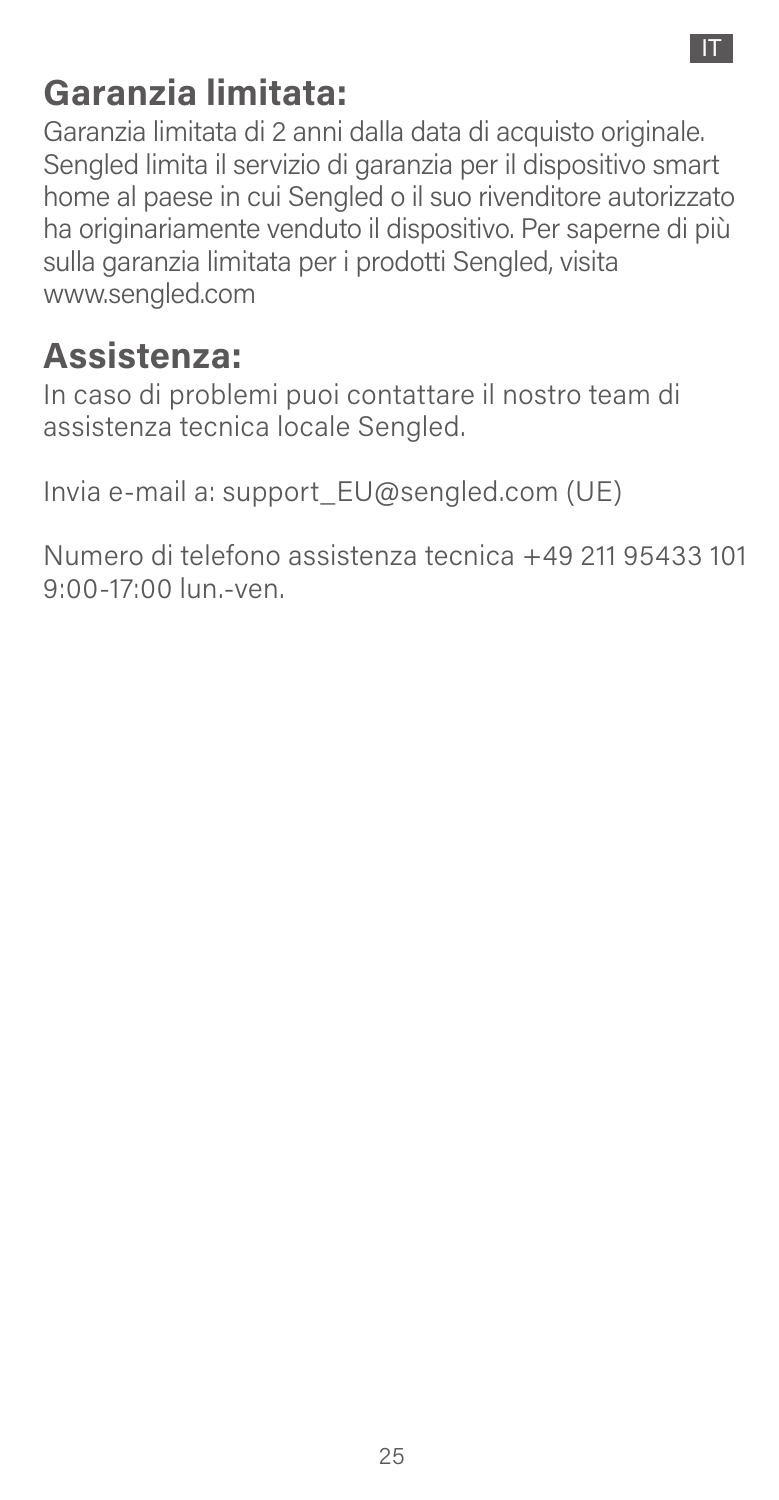## Garanzia limitata:

Garanzia limitata di 2 anni dalla data di acquisto originale. Sengled limita il servizio di garanzia per il dispositivo smart home al paese in cui Sengled o il suo rivenditore autorizzato ha originariamente venduto il dispositivo. Per saperne di più sulla garanzia limitata per i prodotti Sengled, visita www.sengled.com

## Assistenza:

In caso di problemi puoi contattare il nostro team di assistenza tecnica locale Sengled.

Invia e-mail a: support_EU@sengled.com (UE)

Numero di telefono assistenza tecnica +49 211 95433 101 9:00-17:00 lun.-ven.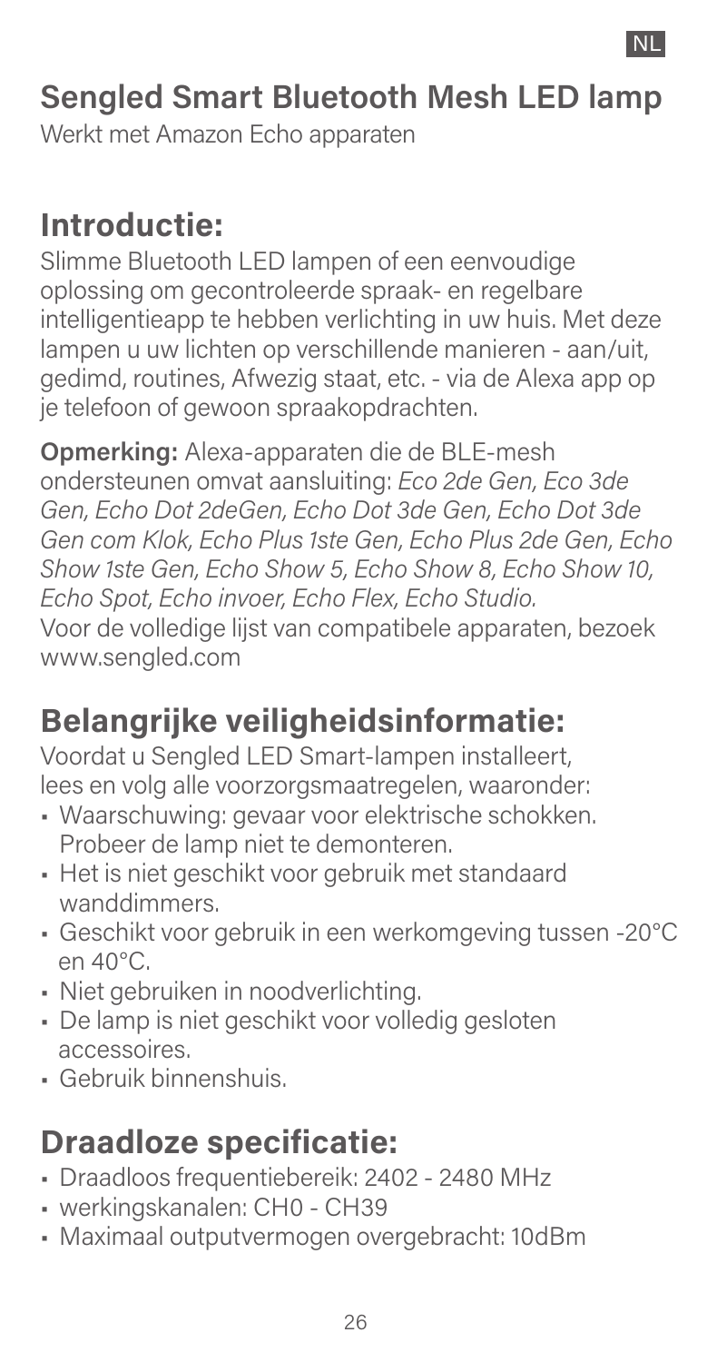## Sengled Smart Bluetooth Mesh LED lamp

Werkt met Amazon Echo apparaten

## Introductie:

Slimme Bluetooth LED lampen of een eenvoudige oplossing om gecontroleerde spraak- en regelbare intelligentieapp te hebben verlichting in uw huis. Met deze lampen u uw lichten op verschillende manieren - aan/uit, gedimd, routines, Afwezig staat, etc. - via de Alexa app op je telefoon of gewoon spraakopdrachten.

**Opmerking:** Alexa-apparaten die de BLE-mesh ondersteunen omvat aansluiting: *Eco 2de Gen, Eco 3de Gen, Echo Dot 2deGen, Echo Dot 3de Gen, Echo Dot 3de Gen com Klok, Echo Plus 1ste Gen, Echo Plus 2de Gen, Echo Show 1ste Gen, Echo Show 5, Echo Show 8, Echo Show 10, Echo Spot, Echo invoer, Echo Flex, Echo Studio.*
Voor de volledige lijst van compatibele apparaten, bezoek www.sengled.com

## Belangrijke veiligheidsinformatie:

Voordat u Sengled LED Smart-lampen installeert, lees en volg alle voorzorgsmaatregelen, waaronder:

- Waarschuwing: gevaar voor elektrische schokken. Probeer de lamp niet te demonteren.
- Het is niet geschikt voor gebruik met standaard wanddimmers.
- Geschikt voor gebruik in een werkomgeving tussen -20°C en 40°C.
- Niet gebruiken in noodverlichting.
- De lamp is niet geschikt voor volledig gesloten accessoires.
- Gebruik binnenshuis.

## Draadloze specificatie:

- Draadloos frequentiebereik: 2402 - 2480 MHz
- werkingskanalen: CH0 - CH39
- Maximaal outputvermogen overgebracht: 10dBm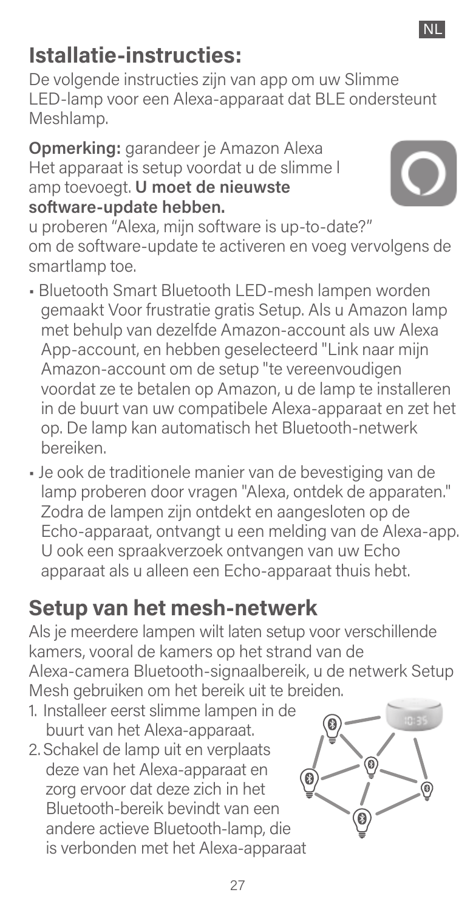## Istallatie-instructies:

De volgende instructies zijn van app om uw Slimme LED-lamp voor een Alexa-apparaat dat BLE ondersteunt Meshlamp.

**Opmerking:** garandeer je Amazon Alexa Het apparaat is setup voordat u de slimme l amp toevoegt. **U moet de nieuwste software-update hebben.**
u proberen "Alexa, mijn software is up-to-date?" om de software-update te activeren en voeg vervolgens de smartlamp toe.

- Bluetooth Smart Bluetooth LED-mesh lampen worden gemaakt Voor frustratie gratis Setup. Als u Amazon lamp met behulp van dezelfde Amazon-account als uw Alexa App-account, en hebben geselecteerd "Link naar mijn Amazon-account om de setup "te vereenvoudigen voordat ze te betalen op Amazon, u de lamp te installeren in de buurt van uw compatibele Alexa-apparaat en zet het op. De lamp kan automatisch het Bluetooth-netwerk bereiken.
- Je ook de traditionele manier van de bevestiging van de lamp proberen door vragen "Alexa, ontdek de apparaten." Zodra de lampen zijn ontdekt en aangesloten op de Echo-apparaat, ontvangt u een melding van de Alexa-app. U ook een spraakverzoek ontvangen van uw Echo apparaat als u alleen een Echo-apparaat thuis hebt.

## Setup van het mesh-netwerk

Als je meerdere lampen wilt laten setup voor verschillende kamers, vooral de kamers op het strand van de Alexa-camera Bluetooth-signaalbereik, u de netwerk Setup Mesh gebruiken om het bereik uit te breiden.

1. Installeer eerst slimme lampen in de buurt van het Alexa-apparaat.
2. Schakel de lamp uit en verplaats deze van het Alexa-apparaat en zorg ervoor dat deze zich in het Bluetooth-bereik bevindt van een andere actieve Bluetooth-lamp, die is verbonden met het Alexa-apparaat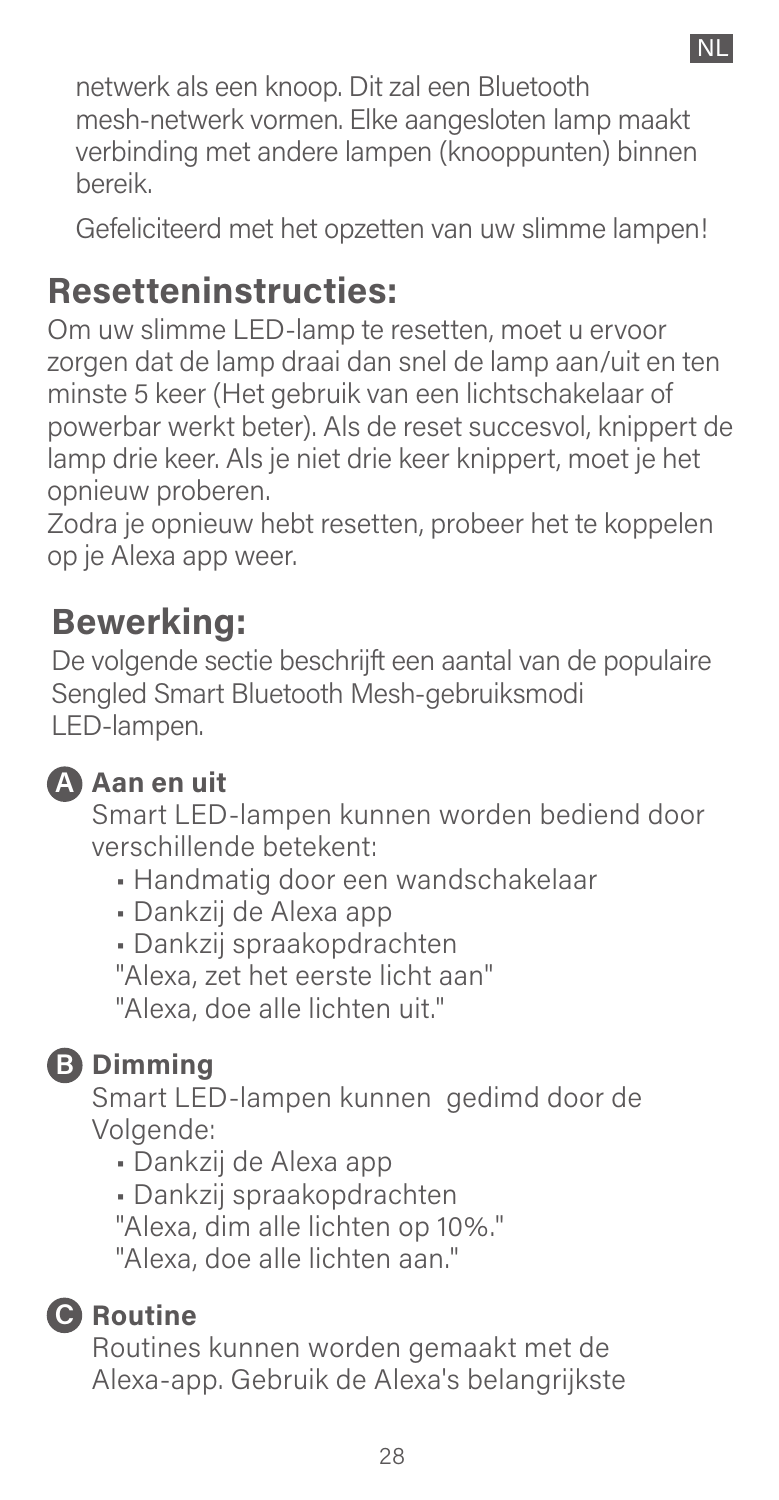netwerk als een knoop. Dit zal een Bluetooth mesh-netwerk vormen. Elke aangesloten lamp maakt verbinding met andere lampen (knooppunten) binnen bereik.

Gefeliciteerd met het opzetten van uw slimme lampen!

## Resetteninstructies:

Om uw slimme LED-lamp te resetten, moet u ervoor zorgen dat de lamp draai dan snel de lamp aan/uit en ten minste 5 keer (Het gebruik van een lichtschakelaar of powerbar werkt beter). Als de reset succesvol, knippert de lamp drie keer. Als je niet drie keer knippert, moet je het opnieuw proberen.
Zodra je opnieuw hebt resetten, probeer het te koppelen op je Alexa app weer.

## Bewerking:

De volgende sectie beschrijft een aantal van de populaire Sengled Smart Bluetooth Mesh-gebruiksmodi LED-lampen.

### A Aan en uit

Smart LED-lampen kunnen worden bediend door verschillende betekent:

- Handmatig door een wandschakelaar
- Dankzij de Alexa app
- Dankzij spraakopdrachten

"Alexa, zet het eerste licht aan"
"Alexa, doe alle lichten uit."

### B Dimming

Smart LED-lampen kunnen gedimd door de Volgende:

- Dankzij de Alexa app
- Dankzij spraakopdrachten

"Alexa, dim alle lichten op 10%."
"Alexa, doe alle lichten aan."

### C Routine

Routines kunnen worden gemaakt met de Alexa-app. Gebruik de Alexa's belangrijkste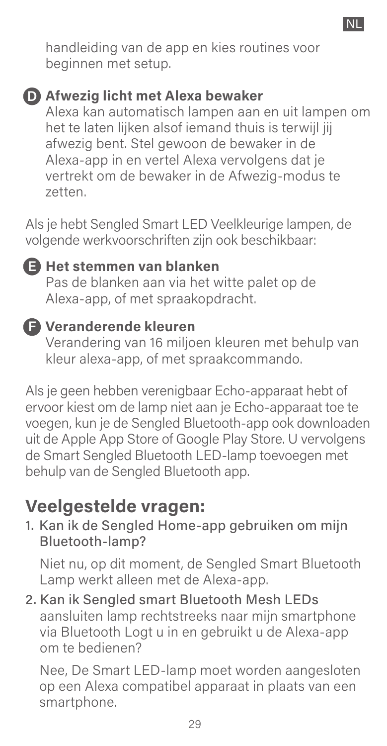handleiding van de app en kies routines voor beginnen met setup.

**D Afwezig licht met Alexa bewaker**

Alexa kan automatisch lampen aan en uit lampen om het te laten lijken alsof iemand thuis is terwijl jij afwezig bent. Stel gewoon de bewaker in de Alexa-app in en vertel Alexa vervolgens dat je vertrekt om de bewaker in de Afwezig-modus te zetten.

Als je hebt Sengled Smart LED Veelkleurige lampen, de volgende werkvoorschriften zijn ook beschikbaar:

**E Het stemmen van blanken**

Pas de blanken aan via het witte palet op de Alexa-app, of met spraakopdracht.

**F Veranderende kleuren**

Verandering van 16 miljoen kleuren met behulp van kleur alexa-app, of met spraakcommando.

Als je geen hebben verenigbaar Echo-apparaat hebt of ervoor kiest om de lamp niet aan je Echo-apparaat toe te voegen, kun je de Sengled Bluetooth-app ook downloaden uit de Apple App Store of Google Play Store. U vervolgens de Smart Sengled Bluetooth LED-lamp toevoegen met behulp van de Sengled Bluetooth app.

## Veelgestelde vragen:

1. Kan ik de Sengled Home-app gebruiken om mijn Bluetooth-lamp?

   Niet nu, op dit moment, de Sengled Smart Bluetooth Lamp werkt alleen met de Alexa-app.

2. Kan ik Sengled smart Bluetooth Mesh LEDs aansluiten lamp rechtstreeks naar mijn smartphone via Bluetooth Logt u in en gebruikt u de Alexa-app om te bedienen?

   Nee, De Smart LED-lamp moet worden aangesloten op een Alexa compatibel apparaat in plaats van een smartphone.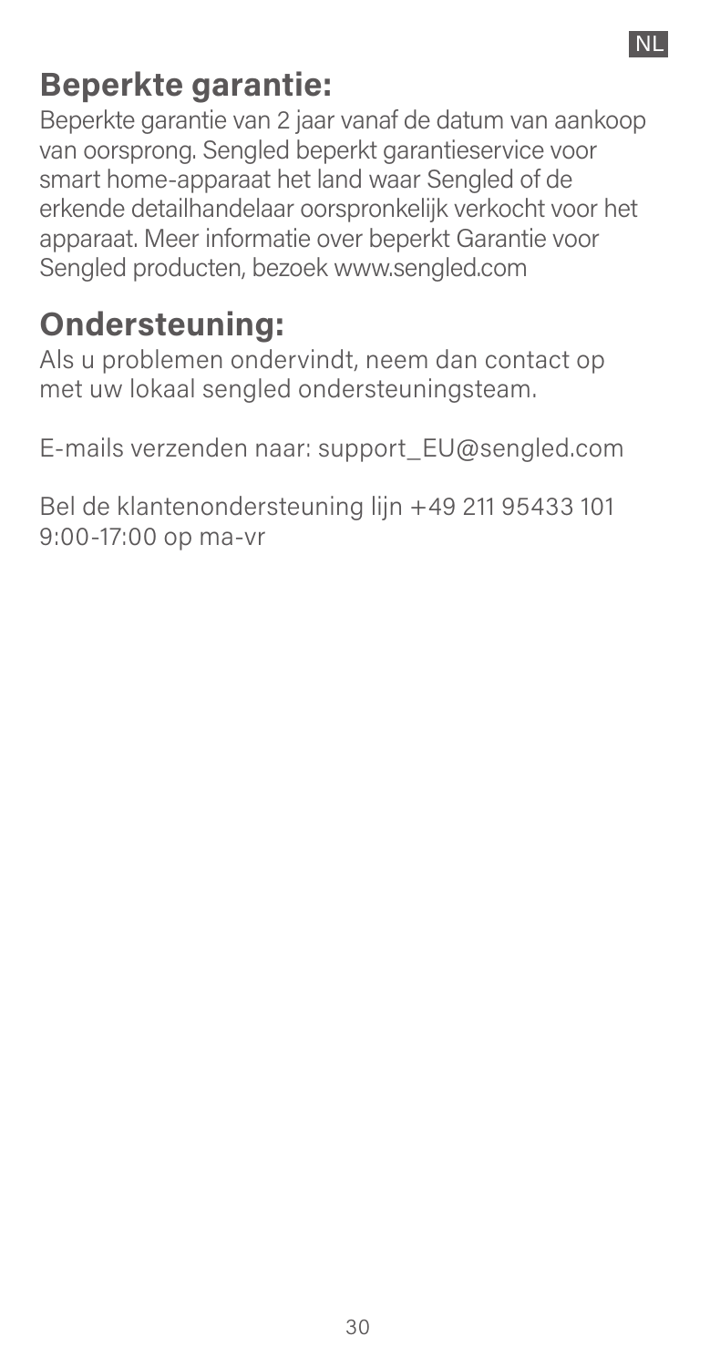## Beperkte garantie:

Beperkte garantie van 2 jaar vanaf de datum van aankoop van oorsprong. Sengled beperkt garantieservice voor smart home-apparaat het land waar Sengled of de erkende detailhandelaar oorspronkelijk verkocht voor het apparaat. Meer informatie over beperkt Garantie voor Sengled producten, bezoek www.sengled.com

## Ondersteuning:

Als u problemen ondervindt, neem dan contact op met uw lokaal sengled ondersteuningsteam.

E-mails verzenden naar: support_EU@sengled.com

Bel de klantenondersteuning lijn +49 211 95433 101 9:00-17:00 op ma-vr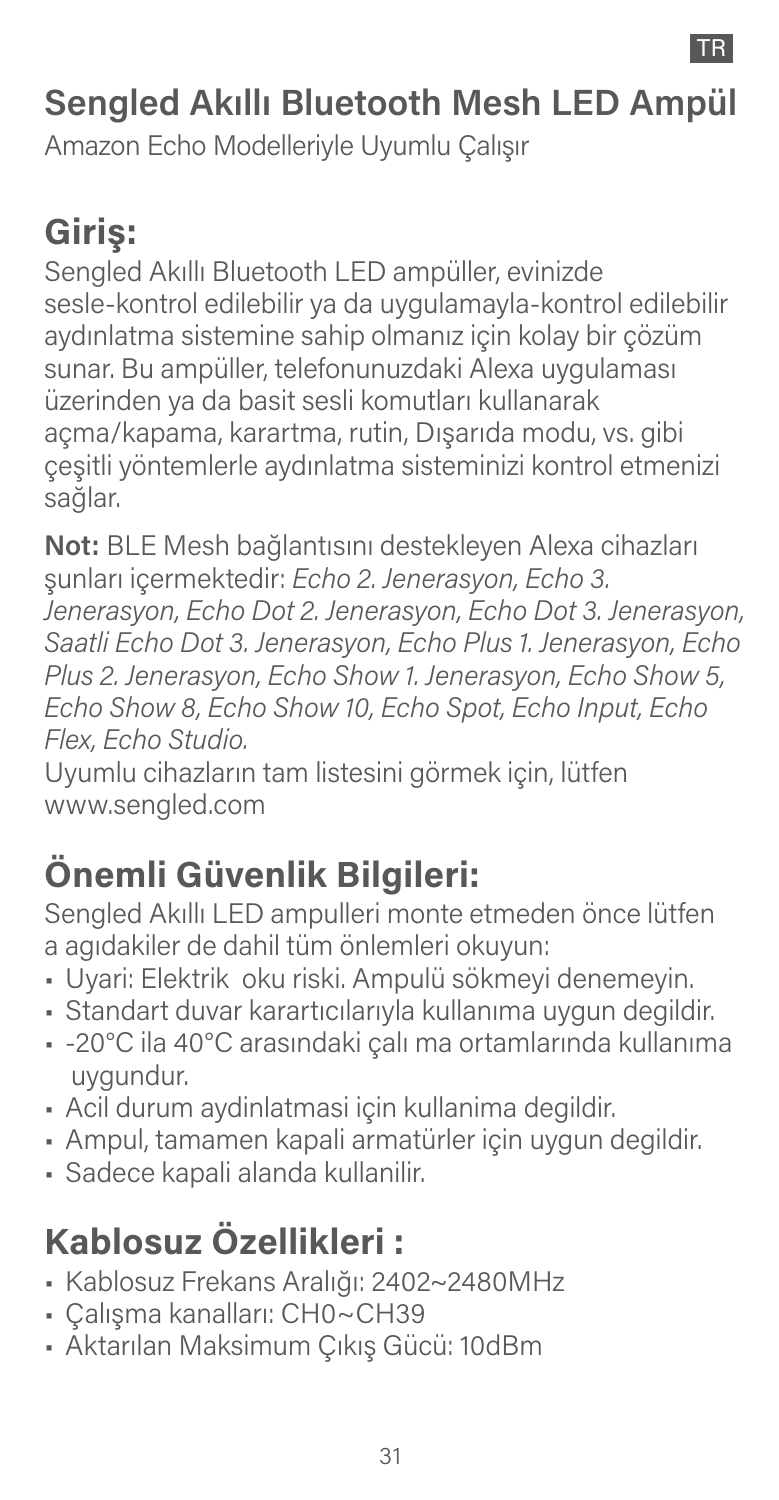# Sengled Akıllı Bluetooth Mesh LED Ampül

Amazon Echo Modelleriyle Uyumlu Çalışır

## Giriş:

Sengled Akıllı Bluetooth LED ampüller, evinizde sesle-kontrol edilebilir ya da uygulamayla-kontrol edilebilir aydınlatma sistemine sahip olmanız için kolay bir çözüm sunar. Bu ampüller, telefonunuzdaki Alexa uygulaması üzerinden ya da basit sesli komutları kullanarak açma/kapama, karartma, rutin, Dışarıda modu, vs. gibi çeşitli yöntemlerle aydınlatma sisteminizi kontrol etmenizi sağlar.

**Not:** BLE Mesh bağlantısını destekleyen Alexa cihazları şunları içermektedir: *Echo 2. Jenerasyon, Echo 3. Jenerasyon, Echo Dot 2. Jenerasyon, Echo Dot 3. Jenerasyon, Saatli Echo Dot 3. Jenerasyon, Echo Plus 1. Jenerasyon, Echo Plus 2. Jenerasyon, Echo Show 1. Jenerasyon, Echo Show 5, Echo Show 8, Echo Show 10, Echo Spot, Echo Input, Echo Flex, Echo Studio.*

Uyumlu cihazların tam listesini görmek için, lütfen www.sengled.com

## Önemli Güvenlik Bilgileri:

Sengled Akıllı LED ampulleri monte etmeden önce lütfen a agıdakiler de dahil tüm önlemleri okuyun:

- Uyari: Elektrik oku riski. Ampulü sökmeyi denemeyin.
- Standart duvar karartıcılarıyla kullanıma uygun degildir.
- -20°C ila 40°C arasındaki çalı ma ortamlarında kullanıma uygundur.
- Acil durum aydinlatmasi için kullanima degildir.
- Ampul, tamamen kapali armatürler için uygun degildir.
- Sadece kapali alanda kullanilir.

## Kablosuz Özellikleri :

- Kablosuz Frekans Aralığı: 2402~2480MHz
- Çalışma kanalları: CH0~CH39
- Aktarılan Maksimum Çıkış Gücü: 10dBm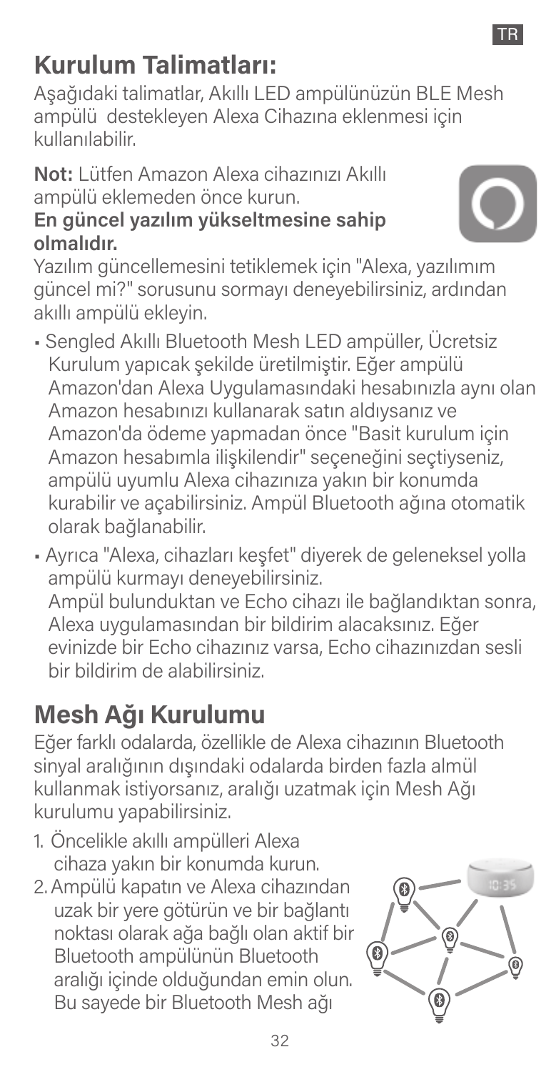## Kurulum Talimatları:

Aşağıdaki talimatlar, Akıllı LED ampülünüzün BLE Mesh ampülü destekleyen Alexa Cihazına eklenmesi için kullanılabilir.

**Not:** Lütfen Amazon Alexa cihazınızı Akıllı ampülü eklemeden önce kurun.
**En güncel yazılım yükseltmesine sahip olmalıdır.**
Yazılım güncellemesini tetiklemek için "Alexa, yazılımım güncel mi?" sorusunu sormayı deneyebilirsiniz, ardından akıllı ampülü ekleyin.

- Sengled Akıllı Bluetooth Mesh LED ampüller, Ücretsiz Kurulum yapıcak şekilde üretilmiştir. Eğer ampülü Amazon'dan Alexa Uygulamasındaki hesabınızla aynı olan Amazon hesabınızı kullanarak satın aldıysanız ve Amazon'da ödeme yapmadan önce "Basit kurulum için Amazon hesabımla ilişkilendir" seçeneğini seçtiyseniz, ampülü uyumlu Alexa cihazınıza yakın bir konumda kurabilir ve açabilirsiniz. Ampül Bluetooth ağına otomatik olarak bağlanabilir.
- Ayrıca "Alexa, cihazları keşfet" diyerek de geleneksel yolla ampülü kurmayı deneyebilirsiniz.
  Ampül bulunduktan ve Echo cihazı ile bağlandıktan sonra, Alexa uygulamasından bir bildirim alacaksınız. Eğer evinizde bir Echo cihazınız varsa, Echo cihazınızdan sesli bir bildirim de alabilirsiniz.

## Mesh Ağı Kurulumu

Eğer farklı odalarda, özellikle de Alexa cihazının Bluetooth sinyal aralığının dışındaki odalarda birden fazla almül kullanmak istiyorsanız, aralığı uzatmak için Mesh Ağı kurulumu yapabilirsiniz.

1. Öncelikle akıllı ampülleri Alexa cihaza yakın bir konumda kurun.
2. Ampülü kapatın ve Alexa cihazından uzak bir yere götürün ve bir bağlantı noktası olarak ağa bağlı olan aktif bir Bluetooth ampülünün Bluetooth aralığı içinde olduğundan emin olun. Bu sayede bir Bluetooth Mesh ağı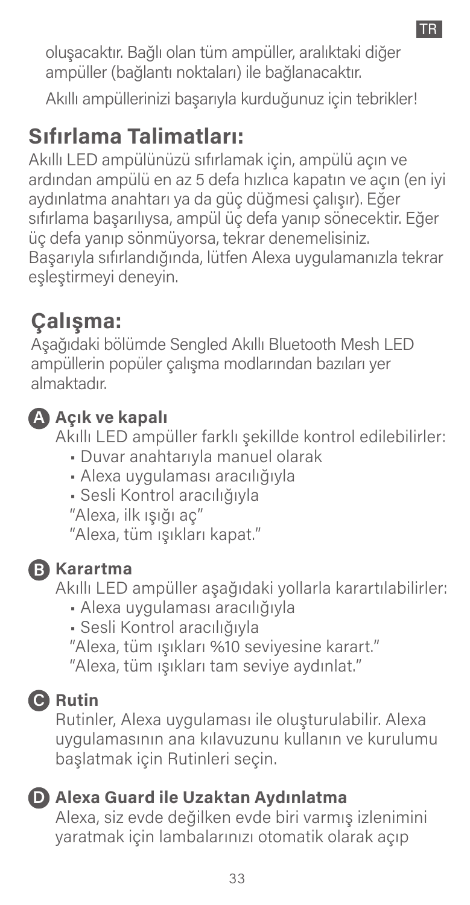oluşacaktır. Bağlı olan tüm ampüller, aralıktaki diğer ampüller (bağlantı noktaları) ile bağlanacaktır.

Akıllı ampüllerinizi başarıyla kurduğunuz için tebrikler!

## Sıfırlama Talimatları:

Akıllı LED ampülünüzü sıfırlamak için, ampülü açın ve ardından ampülü en az 5 defa hızlıca kapatın ve açın (en iyi aydınlatma anahtarı ya da güç düğmesi çalışır). Eğer sıfırlama başarılıysa, ampül üç defa yanıp sönecektir. Eğer üç defa yanıp sönmüyorsa, tekrar denemelisiniz. Başarıyla sıfırlandığında, lütfen Alexa uygulamanızla tekrar eşleştirmeyi deneyin.

## Çalışma:

Aşağıdaki bölümde Sengled Akıllı Bluetooth Mesh LED ampüllerin popüler çalışma modlarından bazıları yer almaktadır.

### A Açık ve kapalı

Akıllı LED ampüller farklı şekillde kontrol edilebilirler:

- Duvar anahtarıyla manuel olarak
- Alexa uygulaması aracılığıyla
- Sesli Kontrol aracılığıyla

"Alexa, ilk ışığı aç"
"Alexa, tüm ışıkları kapat."

### B Karartma

Akıllı LED ampüller aşağıdaki yollarla karartılabilirler:

- Alexa uygulaması aracılığıyla
- Sesli Kontrol aracılığıyla

"Alexa, tüm ışıkları %10 seviyesine karart."
"Alexa, tüm ışıkları tam seviye aydınlat."

### C Rutin

Rutinler, Alexa uygulaması ile oluşturulabilir. Alexa uygulamasının ana kılavuzunu kullanın ve kurulumu başlatmak için Rutinleri seçin.

### D Alexa Guard ile Uzaktan Aydınlatma

Alexa, siz evde değilken evde biri varmış izlenimini yaratmak için lambalarınızı otomatik olarak açıp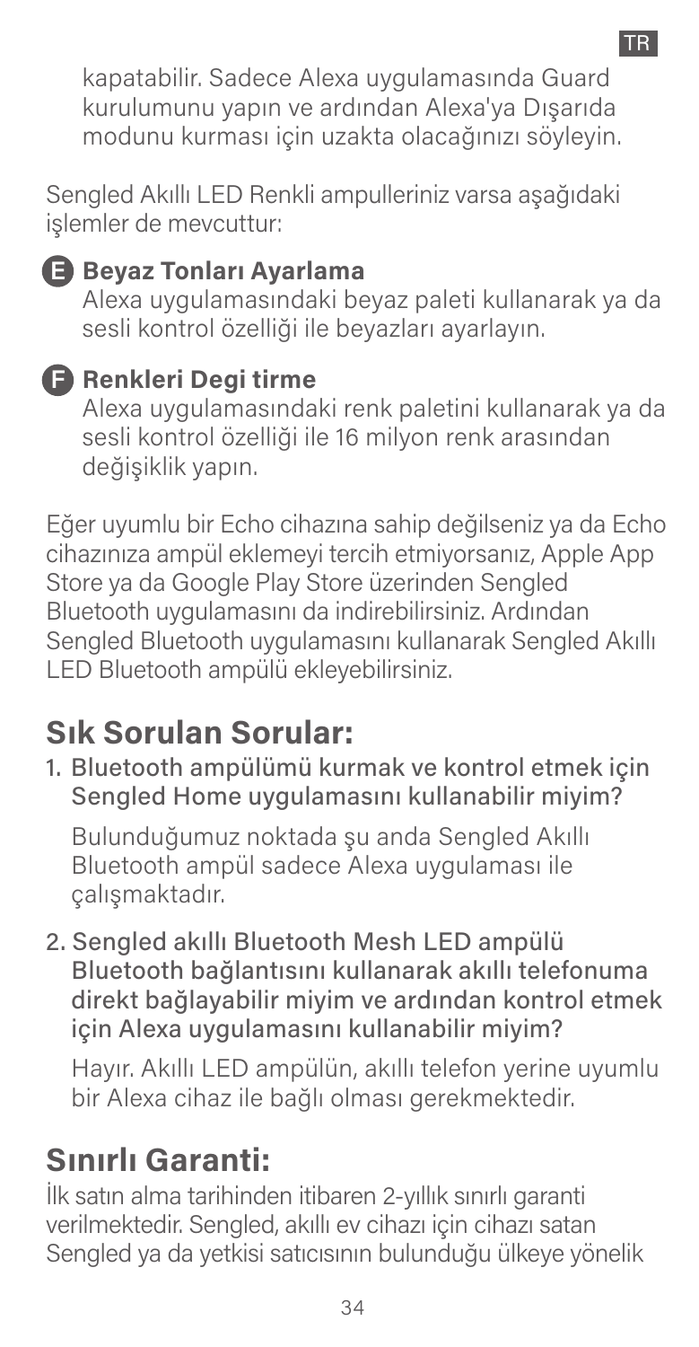kapatabilir. Sadece Alexa uygulamasında Guard kurulumunu yapın ve ardından Alexa'ya Dışarıda modunu kurması için uzakta olacağınızı söyleyin.

Sengled Akıllı LED Renkli ampulleriniz varsa aşağıdaki işlemler de mevcuttur:

**E Beyaz Tonları Ayarlama**

Alexa uygulamasındaki beyaz paleti kullanarak ya da sesli kontrol özelliği ile beyazları ayarlayın.

**F Renkleri Degi tirme**

Alexa uygulamasındaki renk paletini kullanarak ya da sesli kontrol özelliği ile 16 milyon renk arasından değişiklik yapın.

Eğer uyumlu bir Echo cihazına sahip değilseniz ya da Echo cihazınıza ampül eklemeyi tercih etmiyorsanız, Apple App Store ya da Google Play Store üzerinden Sengled Bluetooth uygulamasını da indirebilirsiniz. Ardından Sengled Bluetooth uygulamasını kullanarak Sengled Akıllı LED Bluetooth ampülü ekleyebilirsiniz.

## Sık Sorulan Sorular:

1. Bluetooth ampülümü kurmak ve kontrol etmek için Sengled Home uygulamasını kullanabilir miyim?

   Bulunduğumuz noktada şu anda Sengled Akıllı Bluetooth ampül sadece Alexa uygulaması ile çalışmaktadır.

2. Sengled akıllı Bluetooth Mesh LED ampülü Bluetooth bağlantısını kullanarak akıllı telefonuma direkt bağlayabilir miyim ve ardından kontrol etmek için Alexa uygulamasını kullanabilir miyim?

   Hayır. Akıllı LED ampülün, akıllı telefon yerine uyumlu bir Alexa cihaz ile bağlı olması gerekmektedir.

## Sınırlı Garanti:

İlk satın alma tarihinden itibaren 2-yıllık sınırlı garanti verilmektedir. Sengled, akıllı ev cihazı için cihazı satan Sengled ya da yetkisi satıcısının bulunduğu ülkeye yönelik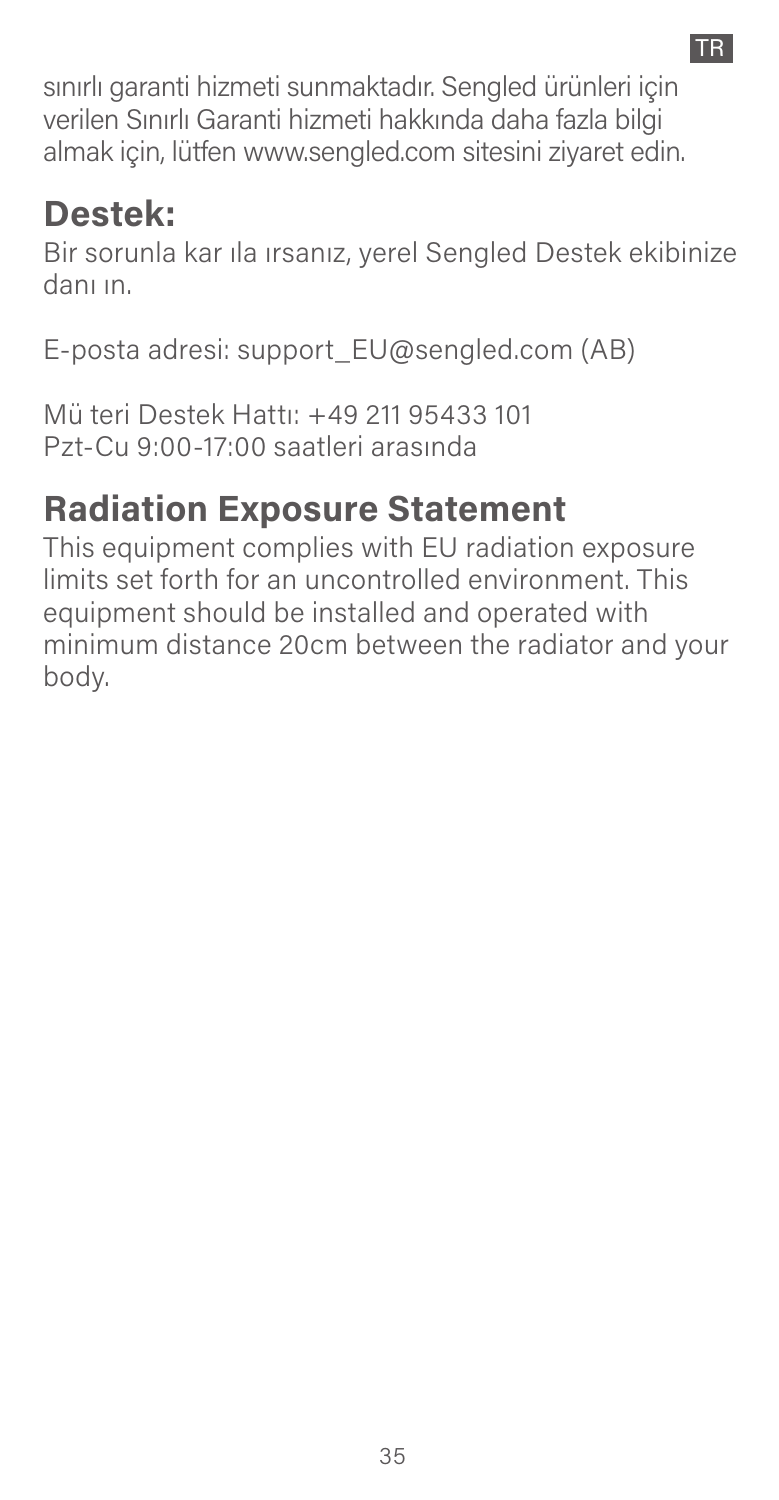sınırlı garanti hizmeti sunmaktadır. Sengled ürünleri için verilen Sınırlı Garanti hizmeti hakkında daha fazla bilgi almak için, lütfen www.sengled.com sitesini ziyaret edin.

## Destek:

Bir sorunla kar ıla ırsanız, yerel Sengled Destek ekibinize danı ın.

E-posta adresi: support_EU@sengled.com (AB)

Mü teri Destek Hattı: +49 211 95433 101
Pzt-Cu 9:00-17:00 saatleri arasında

## Radiation Exposure Statement

This equipment complies with EU radiation exposure limits set forth for an uncontrolled environment. This equipment should be installed and operated with minimum distance 20cm between the radiator and your body.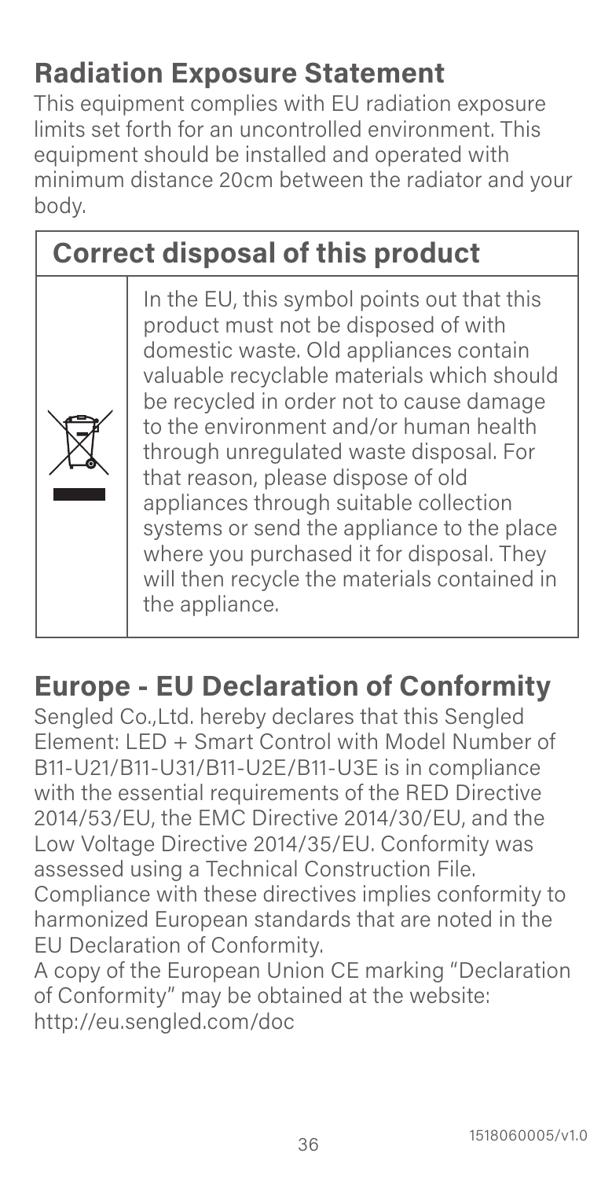## Radiation Exposure Statement

This equipment complies with EU radiation exposure limits set forth for an uncontrolled environment. This equipment should be installed and operated with minimum distance 20cm between the radiator and your body.

## Correct disposal of this product

In the EU, this symbol points out that this product must not be disposed of with domestic waste. Old appliances contain valuable recyclable materials which should be recycled in order not to cause damage to the environment and/or human health through unregulated waste disposal. For that reason, please dispose of old appliances through suitable collection systems or send the appliance to the place where you purchased it for disposal. They will then recycle the materials contained in the appliance.

## Europe - EU Declaration of Conformity

Sengled Co.,Ltd. hereby declares that this Sengled Element: LED + Smart Control with Model Number of B11-U21/B11-U31/B11-U2E/B11-U3E is in compliance with the essential requirements of the RED Directive 2014/53/EU, the EMC Directive 2014/30/EU, and the Low Voltage Directive 2014/35/EU. Conformity was assessed using a Technical Construction File. Compliance with these directives implies conformity to harmonized European standards that are noted in the EU Declaration of Conformity.

A copy of the European Union CE marking "Declaration of Conformity" may be obtained at the website: http://eu.sengled.com/doc

1518060005/v1.0